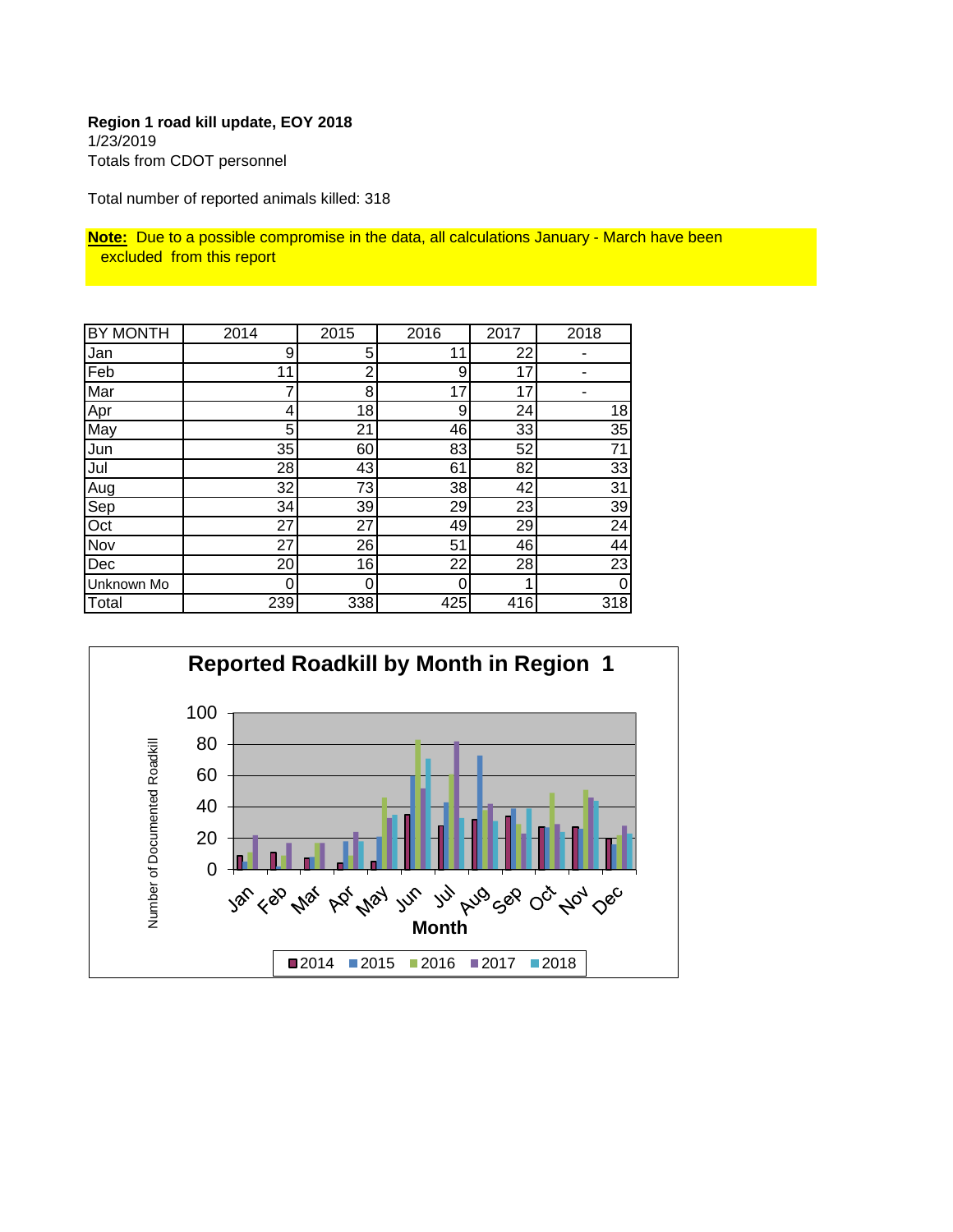**Region 1 road kill update, EOY 2018**
1/23/2019
Totals from CDOT personnel

Total number of reported animals killed: 318

**Note:** Due to a possible compromise in the data, all calculations January - March have been excluded from this report

| BY MONTH | 2014 | 2015 | 2016 | 2017 | 2018 |
|---|---|---|---|---|---|
| Jan | 9 | 5 | 11 | 22 | - |
| Feb | 11 | 2 | 9 | 17 | - |
| Mar | 7 | 8 | 17 | 17 | - |
| Apr | 4 | 18 | 9 | 24 | 18 |
| May | 5 | 21 | 46 | 33 | 35 |
| Jun | 35 | 60 | 83 | 52 | 71 |
| Jul | 28 | 43 | 61 | 82 | 33 |
| Aug | 32 | 73 | 38 | 42 | 31 |
| Sep | 34 | 39 | 29 | 23 | 39 |
| Oct | 27 | 27 | 49 | 29 | 24 |
| Nov | 27 | 26 | 51 | 46 | 44 |
| Dec | 20 | 16 | 22 | 28 | 23 |
| Unknown Mo | 0 | 0 | 0 | 1 | 0 |
| Total | 239 | 338 | 425 | 416 | 318 |

**Reported Roadkill by Month in Region 1**

Number of Documented Roadkill

Month

2014 2015 2016 2017 2018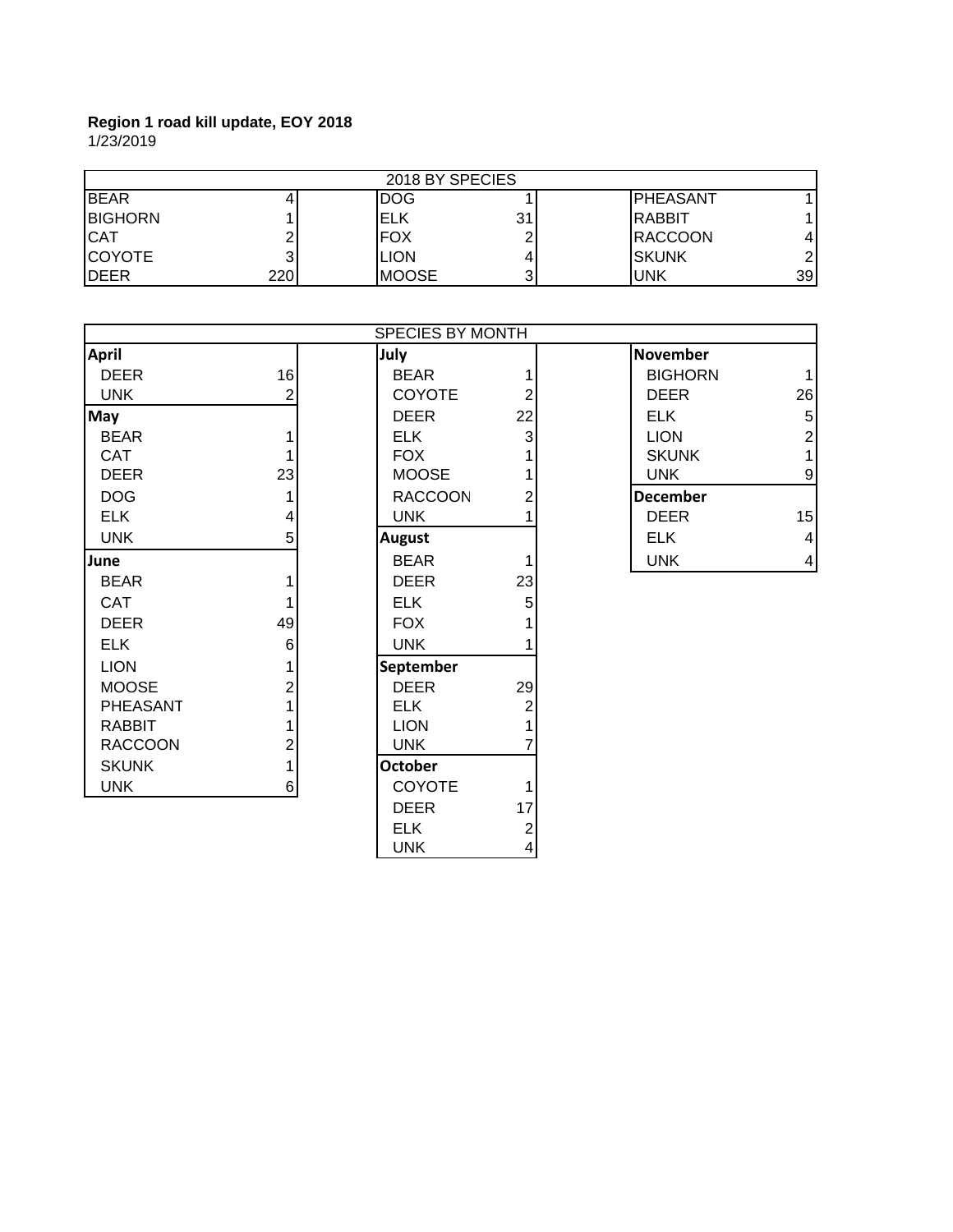**Region 1 road kill update, EOY 2018**

1/23/2019

| 2018 BY SPECIES | | | | | |
|---|---|---|---|---|---|
| BEAR | 4 | DOG | 1 | PHEASANT | 1 |
| BIGHORN | 1 | ELK | 31 | RABBIT | 1 |
| CAT | 2 | FOX | 2 | RACCOON | 4 |
| COYOTE | 3 | LION | 4 | SKUNK | 2 |
| DEER | 220 | MOOSE | 3 | UNK | 39 |

| SPECIES BY MONTH | | | | | |
|---|---|---|---|---|---|
| **April** | | **July** | | **November** | |
| DEER | 16 | BEAR | 1 | BIGHORN | 1 |
| UNK | 2 | COYOTE | 2 | DEER | 26 |
| **May** | | DEER | 22 | ELK | 5 |
| BEAR | 1 | ELK | 3 | LION | 2 |
| CAT | 1 | FOX | 1 | SKUNK | 1 |
| DEER | 23 | MOOSE | 1 | UNK | 9 |
| DOG | 1 | RACCOON | 2 | **December** | |
| ELK | 4 | UNK | 1 | DEER | 15 |
| UNK | 5 | **August** | | ELK | 4 |
| **June** | | BEAR | 1 | UNK | 4 |
| BEAR | 1 | DEER | 23 | | |
| CAT | 1 | ELK | 5 | | |
| DEER | 49 | FOX | 1 | | |
| ELK | 6 | UNK | 1 | | |
| LION | 1 | **September** | | | |
| MOOSE | 2 | DEER | 29 | | |
| PHEASANT | 1 | ELK | 2 | | |
| RABBIT | 1 | LION | 1 | | |
| RACCOON | 2 | UNK | 7 | | |
| SKUNK | 1 | **October** | | | |
| UNK | 6 | COYOTE | 1 | | |
| | | DEER | 17 | | |
| | | ELK | 2 | | |
| | | UNK | 4 | | |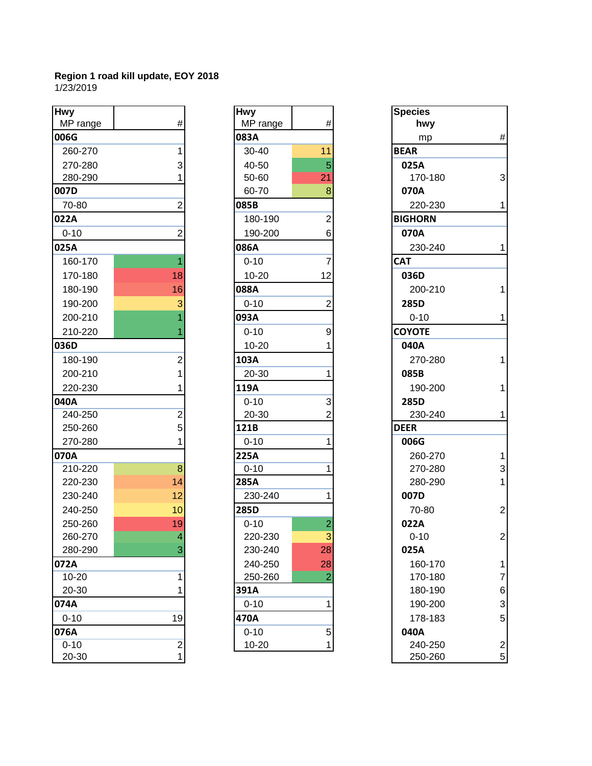**Region 1 road kill update, EOY 2018**
1/23/2019

| Hwy MP range | # |
|---|---|
| **006G** | |
| 260-270 | 1 |
| 270-280 | 3 |
| 280-290 | 1 |
| **007D** | |
| 70-80 | 2 |
| **022A** | |
| 0-10 | 2 |
| **025A** | |
| 160-170 | 1 |
| 170-180 | 18 |
| 180-190 | 16 |
| 190-200 | 3 |
| 200-210 | 1 |
| 210-220 | 1 |
| **036D** | |
| 180-190 | 2 |
| 200-210 | 1 |
| 220-230 | 1 |
| **040A** | |
| 240-250 | 2 |
| 250-260 | 5 |
| 270-280 | 1 |
| **070A** | |
| 210-220 | 8 |
| 220-230 | 14 |
| 230-240 | 12 |
| 240-250 | 10 |
| 250-260 | 19 |
| 260-270 | 4 |
| 280-290 | 3 |
| **072A** | |
| 10-20 | 1 |
| 20-30 | 1 |
| **074A** | |
| 0-10 | 19 |
| **076A** | |
| 0-10 | 2 |
| 20-30 | 1 |

| Hwy MP range | # |
|---|---|
| **083A** | |
| 30-40 | 11 |
| 40-50 | 5 |
| 50-60 | 21 |
| 60-70 | 8 |
| **085B** | |
| 180-190 | 2 |
| 190-200 | 6 |
| **086A** | |
| 0-10 | 7 |
| 10-20 | 12 |
| **088A** | |
| 0-10 | 2 |
| **093A** | |
| 0-10 | 9 |
| 10-20 | 1 |
| **103A** | |
| 20-30 | 1 |
| **119A** | |
| 0-10 | 3 |
| 20-30 | 2 |
| **121B** | |
| 0-10 | 1 |
| **225A** | |
| 0-10 | 1 |
| **285A** | |
| 230-240 | 1 |
| **285D** | |
| 0-10 | 2 |
| 220-230 | 3 |
| 230-240 | 28 |
| 240-250 | 28 |
| 250-260 | 2 |
| **391A** | |
| 0-10 | 1 |
| **470A** | |
| 0-10 | 5 |
| 10-20 | 1 |

| Species hwy mp | # |
|---|---|
| **BEAR** | |
| **025A** | |
| 170-180 | 3 |
| **070A** | |
| 220-230 | 1 |
| **BIGHORN** | |
| **070A** | |
| 230-240 | 1 |
| **CAT** | |
| **036D** | |
| 200-210 | 1 |
| **285D** | |
| 0-10 | 1 |
| **COYOTE** | |
| **040A** | |
| 270-280 | 1 |
| **085B** | |
| 190-200 | 1 |
| **285D** | |
| 230-240 | 1 |
| **DEER** | |
| **006G** | |
| 260-270 | 1 |
| 270-280 | 3 |
| 280-290 | 1 |
| **007D** | |
| 70-80 | 2 |
| **022A** | |
| 0-10 | 2 |
| **025A** | |
| 160-170 | 1 |
| 170-180 | 7 |
| 180-190 | 6 |
| 190-200 | 3 |
| 178-183 | 5 |
| **040A** | |
| 240-250 | 2 |
| 250-260 | 5 |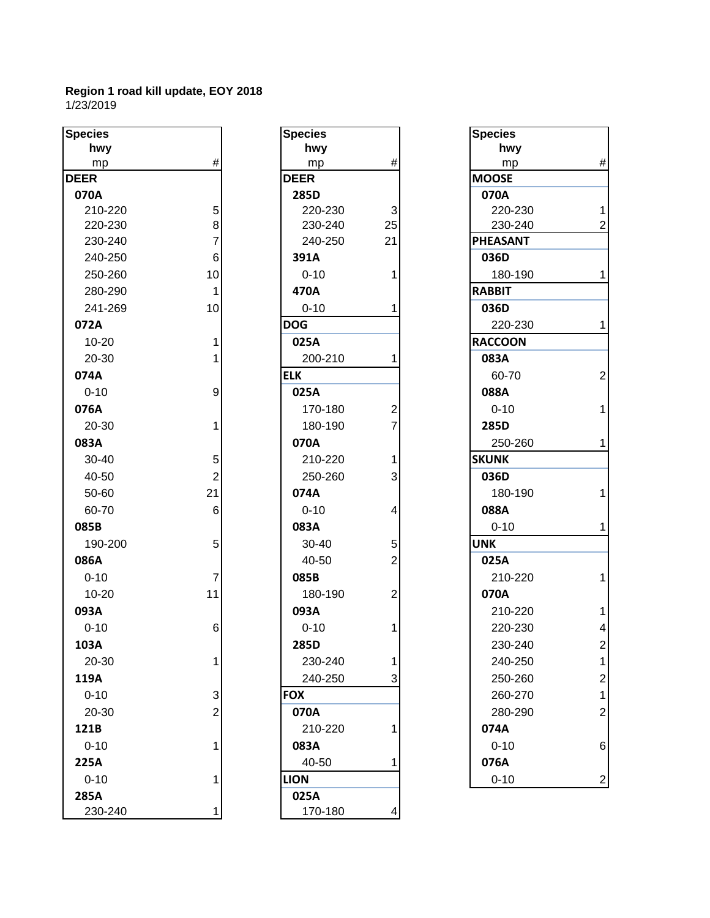**Region 1 road kill update, EOY 2018**
1/23/2019

| Species / hwy / mp | # |
|---|---|
| **DEER** | |
| **070A** | |
| 210-220 | 5 |
| 220-230 | 8 |
| 230-240 | 7 |
| 240-250 | 6 |
| 250-260 | 10 |
| 280-290 | 1 |
| 241-269 | 10 |
| **072A** | |
| 10-20 | 1 |
| 20-30 | 1 |
| **074A** | |
| 0-10 | 9 |
| **076A** | |
| 20-30 | 1 |
| **083A** | |
| 30-40 | 5 |
| 40-50 | 2 |
| 50-60 | 21 |
| 60-70 | 6 |
| **085B** | |
| 190-200 | 5 |
| **086A** | |
| 0-10 | 7 |
| 10-20 | 11 |
| **093A** | |
| 0-10 | 6 |
| **103A** | |
| 20-30 | 1 |
| **119A** | |
| 0-10 | 3 |
| 20-30 | 2 |
| **121B** | |
| 0-10 | 1 |
| **225A** | |
| 0-10 | 1 |
| **285A** | |
| 230-240 | 1 |

| Species / hwy / mp | # |
|---|---|
| **DEER** | |
| **285D** | |
| 220-230 | 3 |
| 230-240 | 25 |
| 240-250 | 21 |
| **391A** | |
| 0-10 | 1 |
| **470A** | |
| 0-10 | 1 |
| **DOG** | |
| **025A** | |
| 200-210 | 1 |
| **ELK** | |
| **025A** | |
| 170-180 | 2 |
| 180-190 | 7 |
| **070A** | |
| 210-220 | 1 |
| 250-260 | 3 |
| **074A** | |
| 0-10 | 4 |
| **083A** | |
| 30-40 | 5 |
| 40-50 | 2 |
| **085B** | |
| 180-190 | 2 |
| **093A** | |
| 0-10 | 1 |
| **285D** | |
| 230-240 | 1 |
| 240-250 | 3 |
| **FOX** | |
| **070A** | |
| 210-220 | 1 |
| **083A** | |
| 40-50 | 1 |
| **LION** | |
| **025A** | |
| 170-180 | 4 |

| Species / hwy / mp | # |
|---|---|
| **MOOSE** | |
| **070A** | |
| 220-230 | 1 |
| 230-240 | 2 |
| **PHEASANT** | |
| **036D** | |
| 180-190 | 1 |
| **RABBIT** | |
| **036D** | |
| 220-230 | 1 |
| **RACCOON** | |
| **083A** | |
| 60-70 | 2 |
| **088A** | |
| 0-10 | 1 |
| **285D** | |
| 250-260 | 1 |
| **SKUNK** | |
| **036D** | |
| 180-190 | 1 |
| **088A** | |
| 0-10 | 1 |
| **UNK** | |
| **025A** | |
| 210-220 | 1 |
| **070A** | |
| 210-220 | 1 |
| 220-230 | 4 |
| 230-240 | 2 |
| 240-250 | 1 |
| 250-260 | 2 |
| 260-270 | 1 |
| 280-290 | 2 |
| **074A** | |
| 0-10 | 6 |
| **076A** | |
| 0-10 | 2 |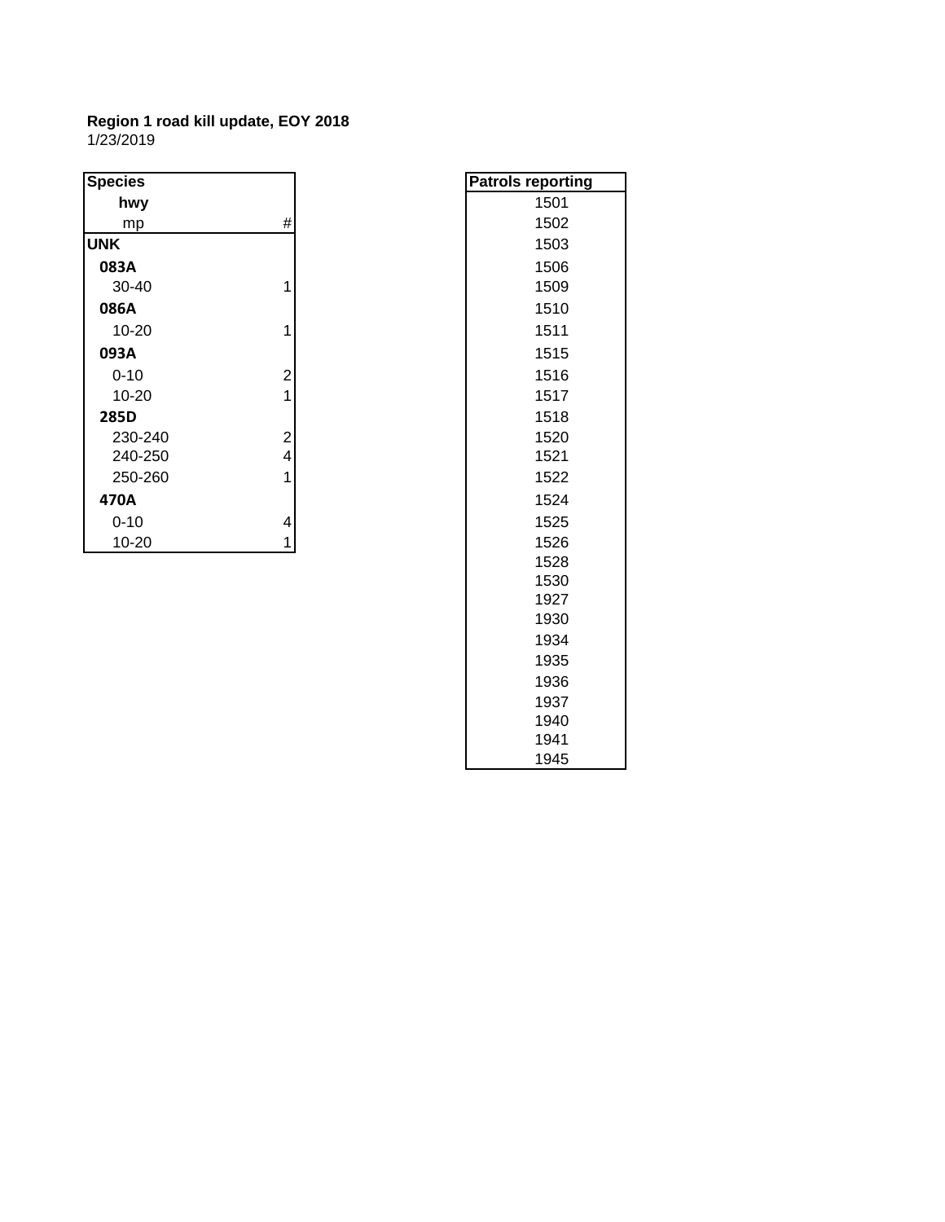**Region 1 road kill update, EOY 2018**
1/23/2019

| Species / hwy / mp | # |
|---|---|
| **UNK** | |
| **083A** | |
| 30-40 | 1 |
| **086A** | |
| 10-20 | 1 |
| **093A** | |
| 0-10 | 2 |
| 10-20 | 1 |
| **285D** | |
| 230-240 | 2 |
| 240-250 | 4 |
| 250-260 | 1 |
| **470A** | |
| 0-10 | 4 |
| 10-20 | 1 |

| Patrols reporting |
|---|
| 1501 |
| 1502 |
| 1503 |
| 1506 |
| 1509 |
| 1510 |
| 1511 |
| 1515 |
| 1516 |
| 1517 |
| 1518 |
| 1520 |
| 1521 |
| 1522 |
| 1524 |
| 1525 |
| 1526 |
| 1528 |
| 1530 |
| 1927 |
| 1930 |
| 1934 |
| 1935 |
| 1936 |
| 1937 |
| 1940 |
| 1941 |
| 1945 |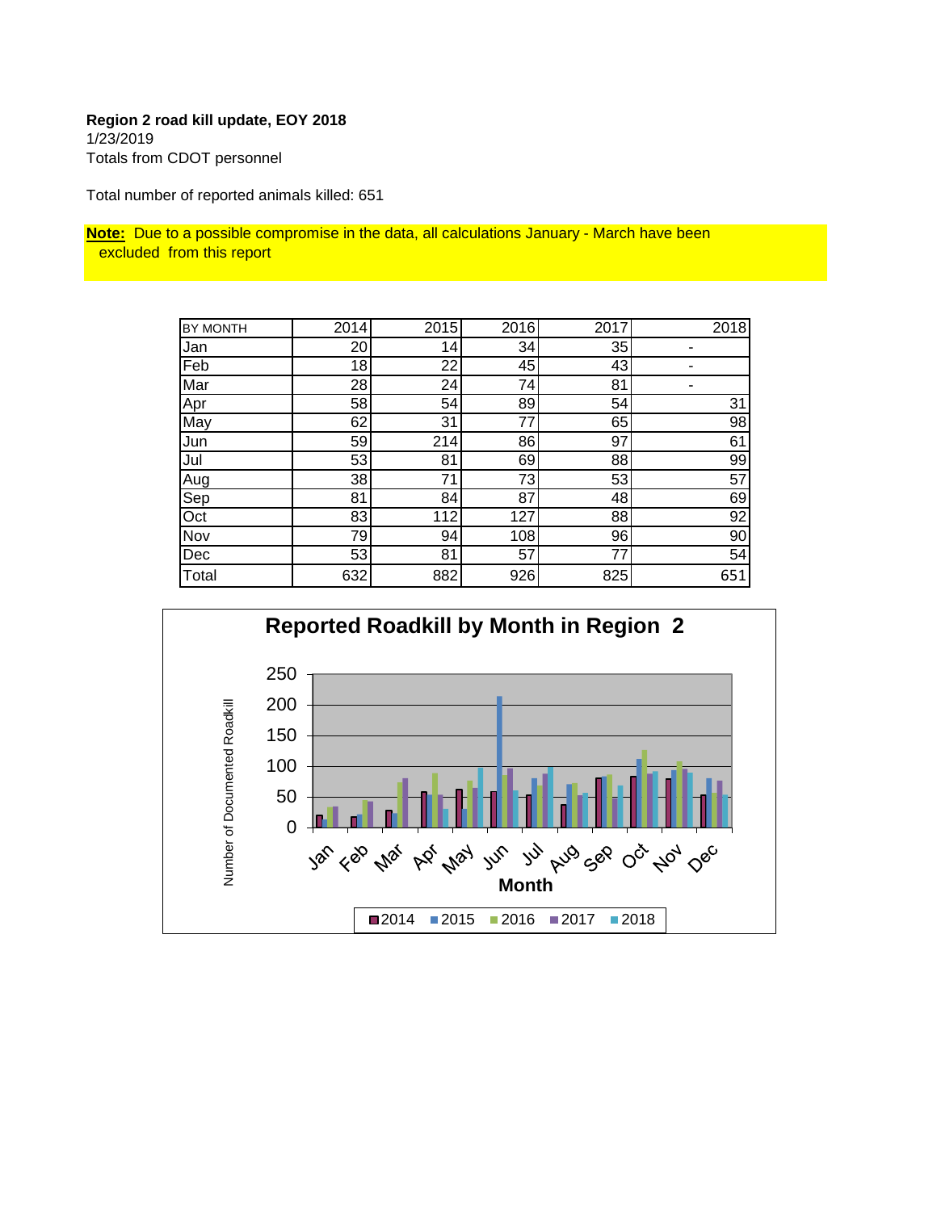**Region 2 road kill update, EOY 2018**
1/23/2019
Totals from CDOT personnel

Total number of reported animals killed: 651

**Note:** Due to a possible compromise in the data, all calculations January - March have been excluded from this report

| BY MONTH | 2014 | 2015 | 2016 | 2017 | 2018 |
|---|---|---|---|---|---|
| Jan | 20 | 14 | 34 | 35 | - |
| Feb | 18 | 22 | 45 | 43 | - |
| Mar | 28 | 24 | 74 | 81 | - |
| Apr | 58 | 54 | 89 | 54 | 31 |
| May | 62 | 31 | 77 | 65 | 98 |
| Jun | 59 | 214 | 86 | 97 | 61 |
| Jul | 53 | 81 | 69 | 88 | 99 |
| Aug | 38 | 71 | 73 | 53 | 57 |
| Sep | 81 | 84 | 87 | 48 | 69 |
| Oct | 83 | 112 | 127 | 88 | 92 |
| Nov | 79 | 94 | 108 | 96 | 90 |
| Dec | 53 | 81 | 57 | 77 | 54 |
| Total | 632 | 882 | 926 | 825 | 651 |

**Reported Roadkill by Month in Region 2**

Y-axis: Number of Documented Roadkill (0–250); X-axis: Month (Jan–Dec); Legend: 2014, 2015, 2016, 2017, 2018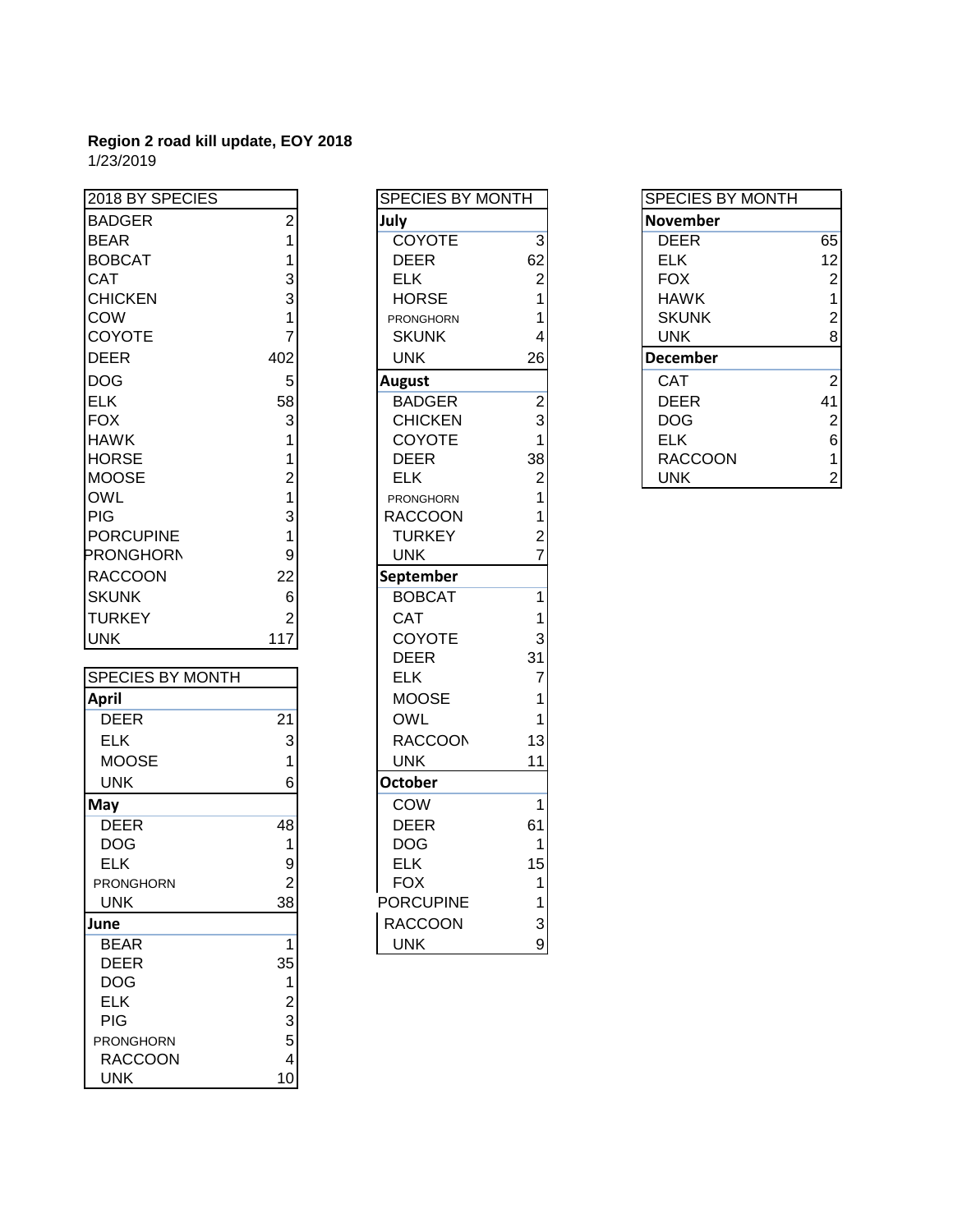**Region 2 road kill update, EOY 2018**
1/23/2019

| 2018 BY SPECIES | |
|---|---|
| BADGER | 2 |
| BEAR | 1 |
| BOBCAT | 1 |
| CAT | 3 |
| CHICKEN | 3 |
| COW | 1 |
| COYOTE | 7 |
| DEER | 402 |
| DOG | 5 |
| ELK | 58 |
| FOX | 3 |
| HAWK | 1 |
| HORSE | 1 |
| MOOSE | 2 |
| OWL | 1 |
| PIG | 3 |
| PORCUPINE | 1 |
| PRONGHORN | 9 |
| RACCOON | 22 |
| SKUNK | 6 |
| TURKEY | 2 |
| UNK | 117 |

| SPECIES BY MONTH | |
|---|---|
| **April** | |
| DEER | 21 |
| ELK | 3 |
| MOOSE | 1 |
| UNK | 6 |
| **May** | |
| DEER | 48 |
| DOG | 1 |
| ELK | 9 |
| PRONGHORN | 2 |
| UNK | 38 |
| **June** | |
| BEAR | 1 |
| DEER | 35 |
| DOG | 1 |
| ELK | 2 |
| PIG | 3 |
| PRONGHORN | 5 |
| RACCOON | 4 |
| UNK | 10 |

| SPECIES BY MONTH | |
|---|---|
| **July** | |
| COYOTE | 3 |
| DEER | 62 |
| ELK | 2 |
| HORSE | 1 |
| PRONGHORN | 1 |
| SKUNK | 4 |
| UNK | 26 |
| **August** | |
| BADGER | 2 |
| CHICKEN | 3 |
| COYOTE | 1 |
| DEER | 38 |
| ELK | 2 |
| PRONGHORN | 1 |
| RACCOON | 1 |
| TURKEY | 2 |
| UNK | 7 |
| **September** | |
| BOBCAT | 1 |
| CAT | 1 |
| COYOTE | 3 |
| DEER | 31 |
| ELK | 7 |
| MOOSE | 1 |
| OWL | 1 |
| RACCOON | 13 |
| UNK | 11 |
| **October** | |
| COW | 1 |
| DEER | 61 |
| DOG | 1 |
| ELK | 15 |
| FOX | 1 |
| PORCUPINE | 1 |
| RACCOON | 3 |
| UNK | 9 |

| SPECIES BY MONTH | |
|---|---|
| **November** | |
| DEER | 65 |
| ELK | 12 |
| FOX | 2 |
| HAWK | 1 |
| SKUNK | 2 |
| UNK | 8 |
| **December** | |
| CAT | 2 |
| DEER | 41 |
| DOG | 2 |
| ELK | 6 |
| RACCOON | 1 |
| UNK | 2 |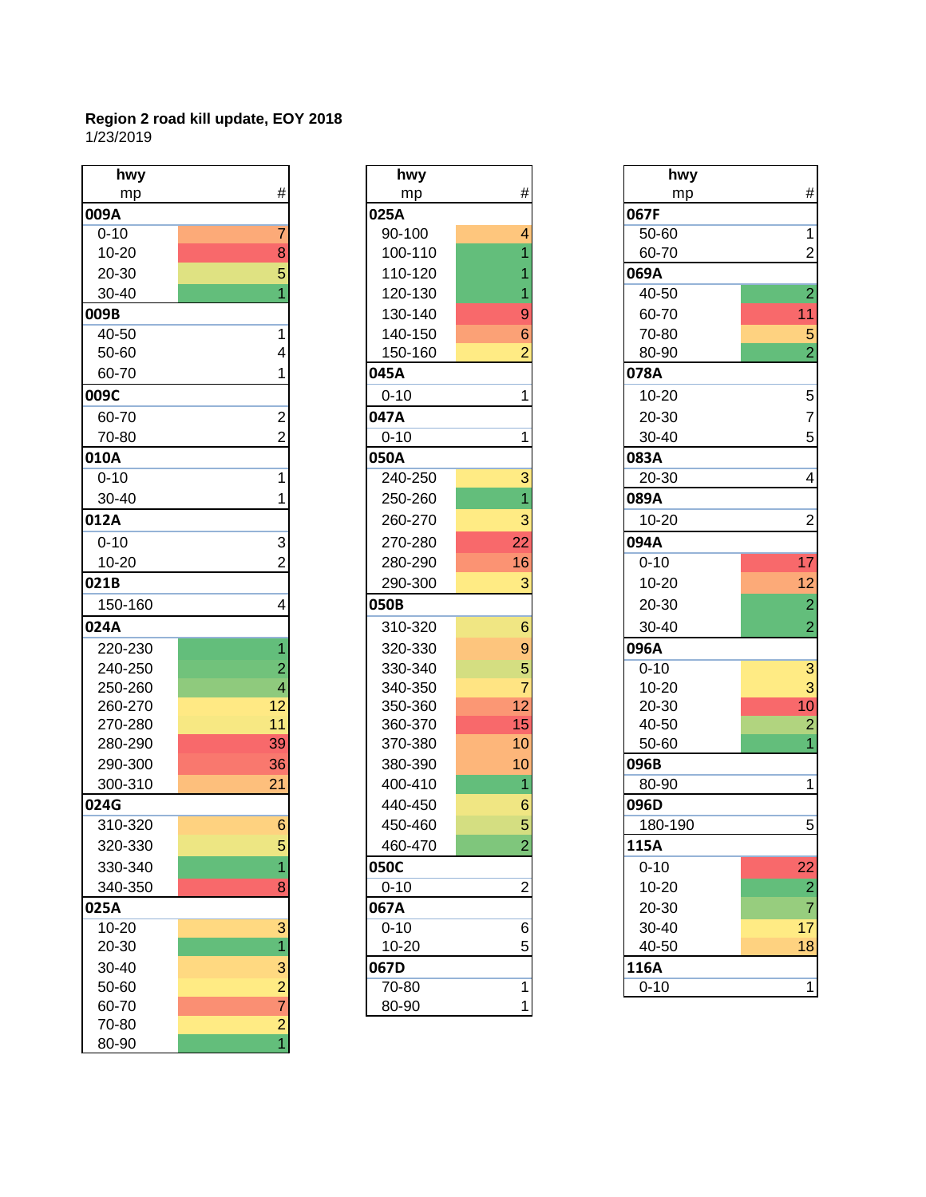**Region 2 road kill update, EOY 2018**
1/23/2019

| hwy mp | # |
|---|---|
| **009A** | |
| 0-10 | 7 |
| 10-20 | 8 |
| 20-30 | 5 |
| 30-40 | 1 |
| **009B** | |
| 40-50 | 1 |
| 50-60 | 4 |
| 60-70 | 1 |
| **009C** | |
| 60-70 | 2 |
| 70-80 | 2 |
| **010A** | |
| 0-10 | 1 |
| 30-40 | 1 |
| **012A** | |
| 0-10 | 3 |
| 10-20 | 2 |
| **021B** | |
| 150-160 | 4 |
| **024A** | |
| 220-230 | 1 |
| 240-250 | 2 |
| 250-260 | 4 |
| 260-270 | 12 |
| 270-280 | 11 |
| 280-290 | 39 |
| 290-300 | 36 |
| 300-310 | 21 |
| **024G** | |
| 310-320 | 6 |
| 320-330 | 5 |
| 330-340 | 1 |
| 340-350 | 8 |
| **025A** | |
| 10-20 | 3 |
| 20-30 | 1 |
| 30-40 | 3 |
| 50-60 | 2 |
| 60-70 | 7 |
| 70-80 | 2 |
| 80-90 | 1 |

| hwy mp | # |
|---|---|
| **025A** | |
| 90-100 | 4 |
| 100-110 | 1 |
| 110-120 | 1 |
| 120-130 | 1 |
| 130-140 | 9 |
| 140-150 | 6 |
| 150-160 | 2 |
| **045A** | |
| 0-10 | 1 |
| **047A** | |
| 0-10 | 1 |
| **050A** | |
| 240-250 | 3 |
| 250-260 | 1 |
| 260-270 | 3 |
| 270-280 | 22 |
| 280-290 | 16 |
| 290-300 | 3 |
| **050B** | |
| 310-320 | 6 |
| 320-330 | 9 |
| 330-340 | 5 |
| 340-350 | 7 |
| 350-360 | 12 |
| 360-370 | 15 |
| 370-380 | 10 |
| 380-390 | 10 |
| 400-410 | 1 |
| 440-450 | 6 |
| 450-460 | 5 |
| 460-470 | 2 |
| **050C** | |
| 0-10 | 2 |
| **067A** | |
| 0-10 | 6 |
| 10-20 | 5 |
| **067D** | |
| 70-80 | 1 |
| 80-90 | 1 |

| hwy mp | # |
|---|---|
| **067F** | |
| 50-60 | 1 |
| 60-70 | 2 |
| **069A** | |
| 40-50 | 2 |
| 60-70 | 11 |
| 70-80 | 5 |
| 80-90 | 2 |
| **078A** | |
| 10-20 | 5 |
| 20-30 | 7 |
| 30-40 | 5 |
| **083A** | |
| 20-30 | 4 |
| **089A** | |
| 10-20 | 2 |
| **094A** | |
| 0-10 | 17 |
| 10-20 | 12 |
| 20-30 | 2 |
| 30-40 | 2 |
| **096A** | |
| 0-10 | 3 |
| 10-20 | 3 |
| 20-30 | 10 |
| 40-50 | 2 |
| 50-60 | 1 |
| **096B** | |
| 80-90 | 1 |
| **096D** | |
| 180-190 | 5 |
| **115A** | |
| 0-10 | 22 |
| 10-20 | 2 |
| 20-30 | 7 |
| 30-40 | 17 |
| 40-50 | 18 |
| **116A** | |
| 0-10 | 1 |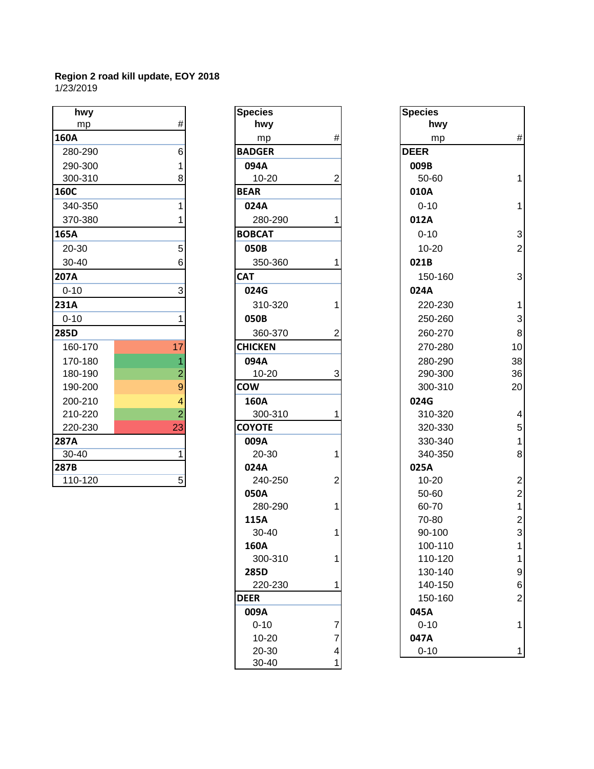**Region 2 road kill update, EOY 2018**
1/23/2019

| hwy / mp | # |
|---|---|
| **160A** | |
| 280-290 | 6 |
| 290-300 | 1 |
| 300-310 | 8 |
| **160C** | |
| 340-350 | 1 |
| 370-380 | 1 |
| **165A** | |
| 20-30 | 5 |
| 30-40 | 6 |
| **207A** | |
| 0-10 | 3 |
| **231A** | |
| 0-10 | 1 |
| **285D** | |
| 160-170 | 17 |
| 170-180 | 1 |
| 180-190 | 2 |
| 190-200 | 9 |
| 200-210 | 4 |
| 210-220 | 2 |
| 220-230 | 23 |
| **287A** | |
| 30-40 | 1 |
| **287B** | |
| 110-120 | 5 |

| Species / hwy / mp | # |
|---|---|
| **BADGER** | |
| **094A** | |
| 10-20 | 2 |
| **BEAR** | |
| **024A** | |
| 280-290 | 1 |
| **BOBCAT** | |
| **050B** | |
| 350-360 | 1 |
| **CAT** | |
| **024G** | |
| 310-320 | 1 |
| **050B** | |
| 360-370 | 2 |
| **CHICKEN** | |
| **094A** | |
| 10-20 | 3 |
| **COW** | |
| **160A** | |
| 300-310 | 1 |
| **COYOTE** | |
| **009A** | |
| 20-30 | 1 |
| **024A** | |
| 240-250 | 2 |
| **050A** | |
| 280-290 | 1 |
| **115A** | |
| 30-40 | 1 |
| **160A** | |
| 300-310 | 1 |
| **285D** | |
| 220-230 | 1 |
| **DEER** | |
| **009A** | |
| 0-10 | 7 |
| 10-20 | 7 |
| 20-30 | 4 |
| 30-40 | 1 |

| Species / hwy / mp | # |
|---|---|
| **DEER** | |
| **009B** | |
| 50-60 | 1 |
| **010A** | |
| 0-10 | 1 |
| **012A** | |
| 0-10 | 3 |
| 10-20 | 2 |
| **021B** | |
| 150-160 | 3 |
| **024A** | |
| 220-230 | 1 |
| 250-260 | 3 |
| 260-270 | 8 |
| 270-280 | 10 |
| 280-290 | 38 |
| 290-300 | 36 |
| 300-310 | 20 |
| **024G** | |
| 310-320 | 4 |
| 320-330 | 5 |
| 330-340 | 1 |
| 340-350 | 8 |
| **025A** | |
| 10-20 | 2 |
| 50-60 | 2 |
| 60-70 | 1 |
| 70-80 | 2 |
| 90-100 | 3 |
| 100-110 | 1 |
| 110-120 | 1 |
| 130-140 | 9 |
| 140-150 | 6 |
| 150-160 | 2 |
| **045A** | |
| 0-10 | 1 |
| **047A** | |
| 0-10 | 1 |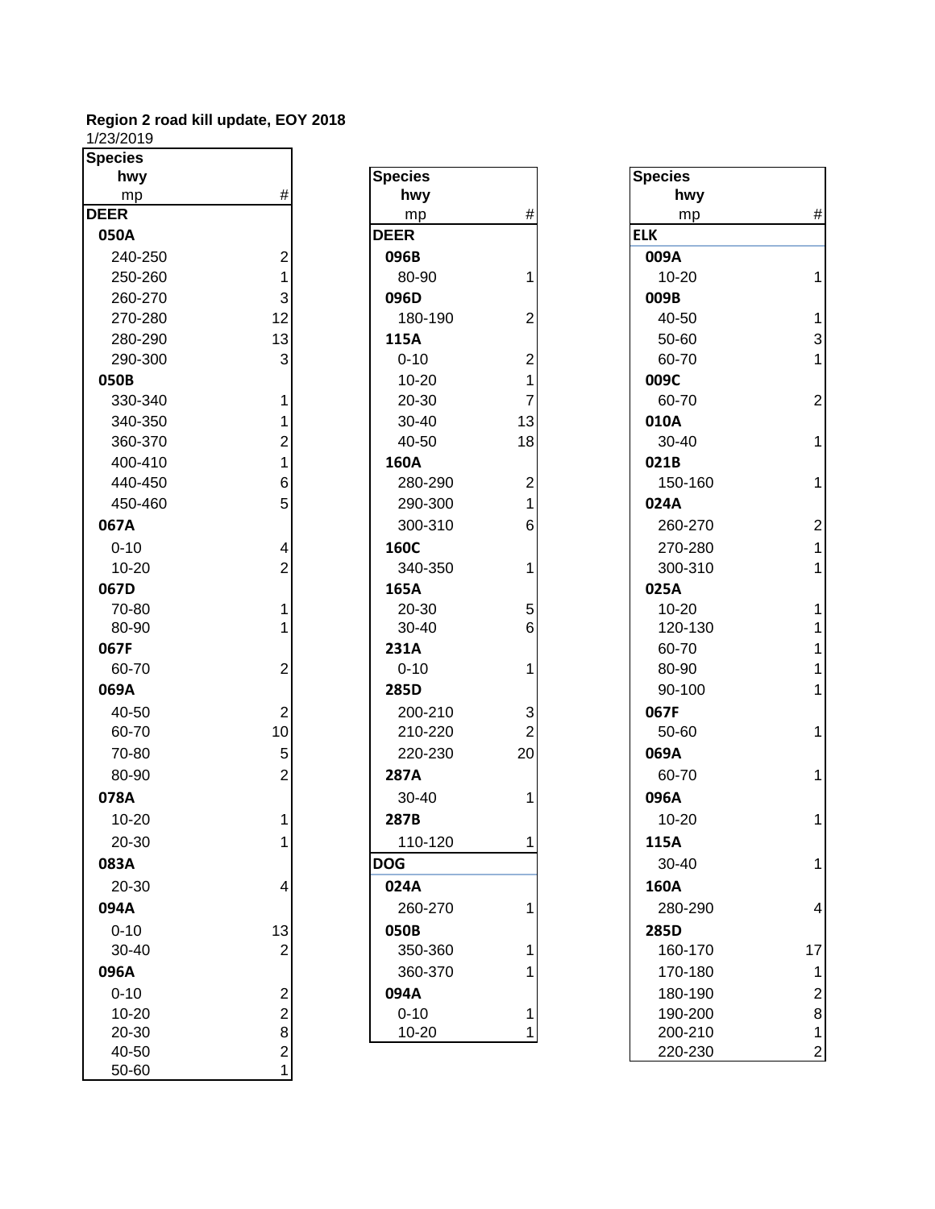**Region 2 road kill update, EOY 2018**
1/23/2019

| Species / hwy / mp | # |
|---|---|
| **DEER** | |
| **050A** | |
| 240-250 | 2 |
| 250-260 | 1 |
| 260-270 | 3 |
| 270-280 | 12 |
| 280-290 | 13 |
| 290-300 | 3 |
| **050B** | |
| 330-340 | 1 |
| 340-350 | 1 |
| 360-370 | 2 |
| 400-410 | 1 |
| 440-450 | 6 |
| 450-460 | 5 |
| **067A** | |
| 0-10 | 4 |
| 10-20 | 2 |
| **067D** | |
| 70-80 | 1 |
| 80-90 | 1 |
| **067F** | |
| 60-70 | 2 |
| **069A** | |
| 40-50 | 2 |
| 60-70 | 10 |
| 70-80 | 5 |
| 80-90 | 2 |
| **078A** | |
| 10-20 | 1 |
| 20-30 | 1 |
| **083A** | |
| 20-30 | 4 |
| **094A** | |
| 0-10 | 13 |
| 30-40 | 2 |
| **096A** | |
| 0-10 | 2 |
| 10-20 | 2 |
| 20-30 | 8 |
| 40-50 | 2 |
| 50-60 | 1 |

| Species / hwy / mp | # |
|---|---|
| **DEER** | |
| **096B** | |
| 80-90 | 1 |
| **096D** | |
| 180-190 | 2 |
| **115A** | |
| 0-10 | 2 |
| 10-20 | 1 |
| 20-30 | 7 |
| 30-40 | 13 |
| 40-50 | 18 |
| **160A** | |
| 280-290 | 2 |
| 290-300 | 1 |
| 300-310 | 6 |
| **160C** | |
| 340-350 | 1 |
| **165A** | |
| 20-30 | 5 |
| 30-40 | 6 |
| **231A** | |
| 0-10 | 1 |
| **285D** | |
| 200-210 | 3 |
| 210-220 | 2 |
| 220-230 | 20 |
| **287A** | |
| 30-40 | 1 |
| **287B** | |
| 110-120 | 1 |
| **DOG** | |
| **024A** | |
| 260-270 | 1 |
| **050B** | |
| 350-360 | 1 |
| 360-370 | 1 |
| **094A** | |
| 0-10 | 1 |
| 10-20 | 1 |

| Species / hwy / mp | # |
|---|---|
| **ELK** | |
| **009A** | |
| 10-20 | 1 |
| **009B** | |
| 40-50 | 1 |
| 50-60 | 3 |
| 60-70 | 1 |
| **009C** | |
| 60-70 | 2 |
| **010A** | |
| 30-40 | 1 |
| **021B** | |
| 150-160 | 1 |
| **024A** | |
| 260-270 | 2 |
| 270-280 | 1 |
| 300-310 | 1 |
| **025A** | |
| 10-20 | 1 |
| 120-130 | 1 |
| 60-70 | 1 |
| 80-90 | 1 |
| 90-100 | 1 |
| **067F** | |
| 50-60 | 1 |
| **069A** | |
| 60-70 | 1 |
| **096A** | |
| 10-20 | 1 |
| **115A** | |
| 30-40 | 1 |
| **160A** | |
| 280-290 | 4 |
| **285D** | |
| 160-170 | 17 |
| 170-180 | 1 |
| 180-190 | 2 |
| 190-200 | 8 |
| 200-210 | 1 |
| 220-230 | 2 |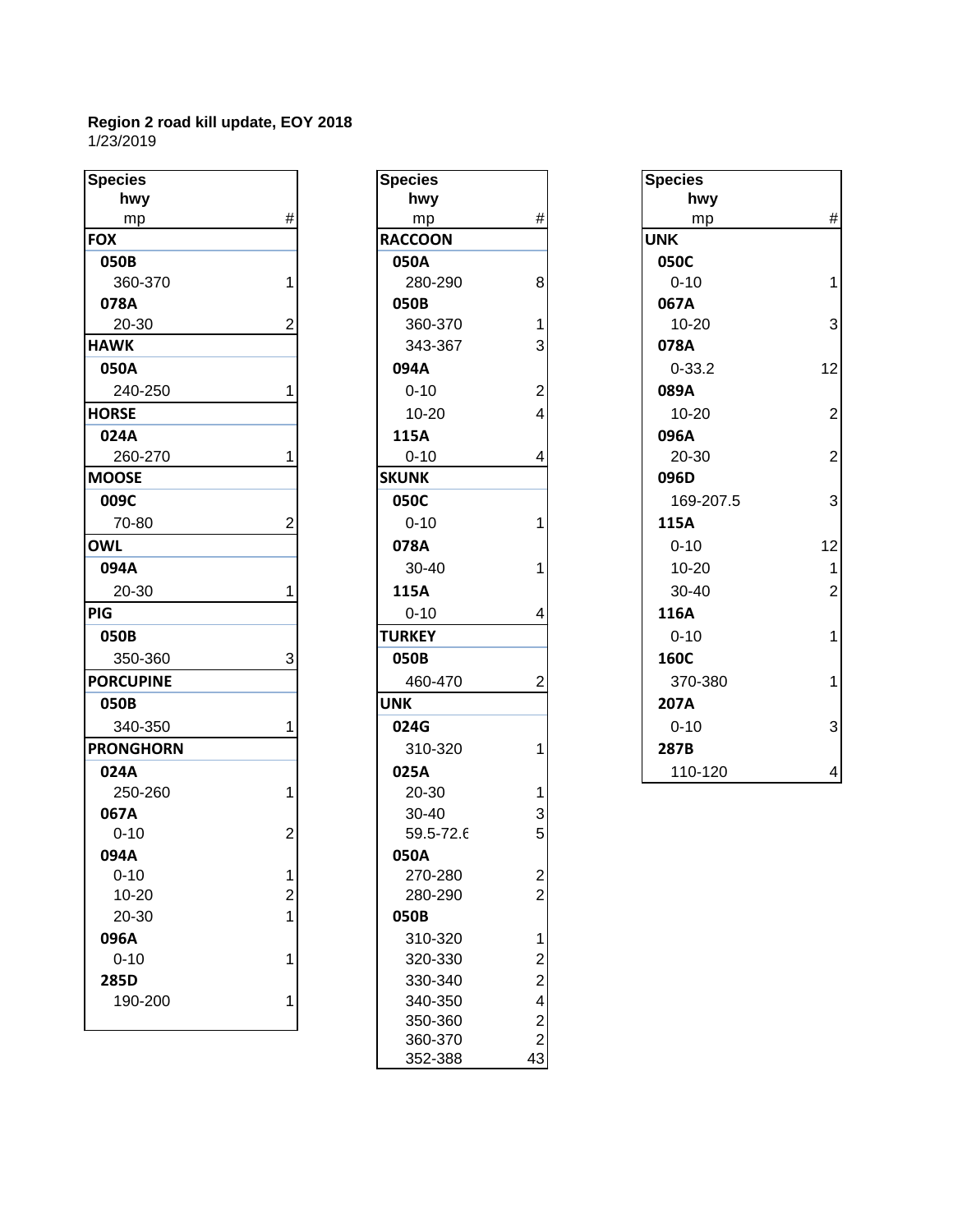**Region 2 road kill update, EOY 2018**
1/23/2019

| Species / hwy / mp | # |
|---|---|
| **FOX** | |
| **050B** | |
| 360-370 | 1 |
| **078A** | |
| 20-30 | 2 |
| **HAWK** | |
| **050A** | |
| 240-250 | 1 |
| **HORSE** | |
| **024A** | |
| 260-270 | 1 |
| **MOOSE** | |
| **009C** | |
| 70-80 | 2 |
| **OWL** | |
| **094A** | |
| 20-30 | 1 |
| **PIG** | |
| **050B** | |
| 350-360 | 3 |
| **PORCUPINE** | |
| **050B** | |
| 340-350 | 1 |
| **PRONGHORN** | |
| **024A** | |
| 250-260 | 1 |
| **067A** | |
| 0-10 | 2 |
| **094A** | |
| 0-10 | 1 |
| 10-20 | 2 |
| 20-30 | 1 |
| **096A** | |
| 0-10 | 1 |
| **285D** | |
| 190-200 | 1 |

| Species / hwy / mp | # |
|---|---|
| **RACCOON** | |
| **050A** | |
| 280-290 | 8 |
| **050B** | |
| 360-370 | 1 |
| 343-367 | 3 |
| **094A** | |
| 0-10 | 2 |
| 10-20 | 4 |
| **115A** | |
| 0-10 | 4 |
| **SKUNK** | |
| **050C** | |
| 0-10 | 1 |
| **078A** | |
| 30-40 | 1 |
| **115A** | |
| 0-10 | 4 |
| **TURKEY** | |
| **050B** | |
| 460-470 | 2 |
| **UNK** | |
| **024G** | |
| 310-320 | 1 |
| **025A** | |
| 20-30 | 1 |
| 30-40 | 3 |
| 59.5-72.6 | 5 |
| **050A** | |
| 270-280 | 2 |
| 280-290 | 2 |
| **050B** | |
| 310-320 | 1 |
| 320-330 | 2 |
| 330-340 | 2 |
| 340-350 | 4 |
| 350-360 | 2 |
| 360-370 | 2 |
| 352-388 | 43 |

| Species / hwy / mp | # |
|---|---|
| **UNK** | |
| **050C** | |
| 0-10 | 1 |
| **067A** | |
| 10-20 | 3 |
| **078A** | |
| 0-33.2 | 12 |
| **089A** | |
| 10-20 | 2 |
| **096A** | |
| 20-30 | 2 |
| **096D** | |
| 169-207.5 | 3 |
| **115A** | |
| 0-10 | 12 |
| 10-20 | 1 |
| 30-40 | 2 |
| **116A** | |
| 0-10 | 1 |
| **160C** | |
| 370-380 | 1 |
| **207A** | |
| 0-10 | 3 |
| **287B** | |
| 110-120 | 4 |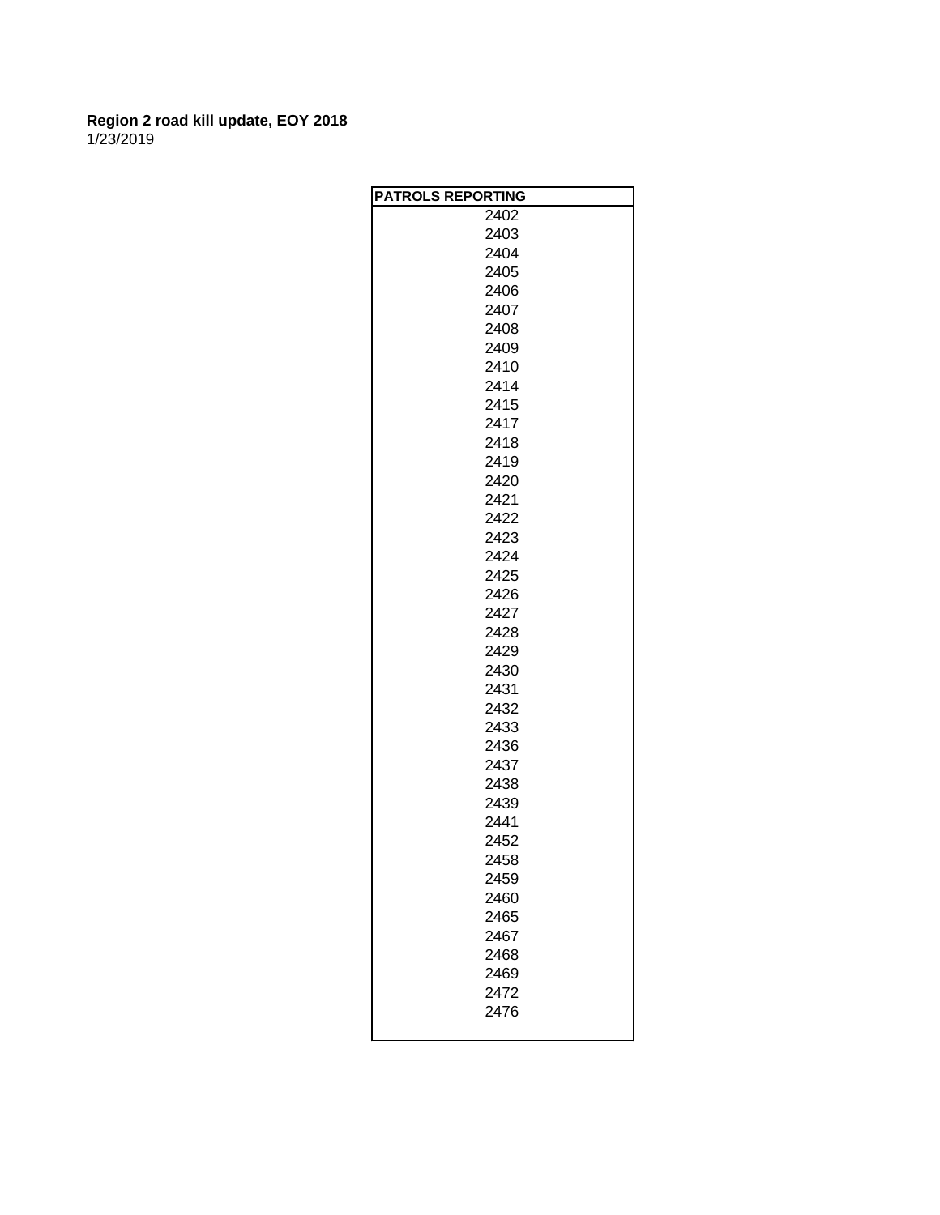**Region 2 road kill update, EOY 2018**
1/23/2019

| PATROLS REPORTING | |
|---|---|
| 2402 | |
| 2403 | |
| 2404 | |
| 2405 | |
| 2406 | |
| 2407 | |
| 2408 | |
| 2409 | |
| 2410 | |
| 2414 | |
| 2415 | |
| 2417 | |
| 2418 | |
| 2419 | |
| 2420 | |
| 2421 | |
| 2422 | |
| 2423 | |
| 2424 | |
| 2425 | |
| 2426 | |
| 2427 | |
| 2428 | |
| 2429 | |
| 2430 | |
| 2431 | |
| 2432 | |
| 2433 | |
| 2436 | |
| 2437 | |
| 2438 | |
| 2439 | |
| 2441 | |
| 2452 | |
| 2458 | |
| 2459 | |
| 2460 | |
| 2465 | |
| 2467 | |
| 2468 | |
| 2469 | |
| 2472 | |
| 2476 | |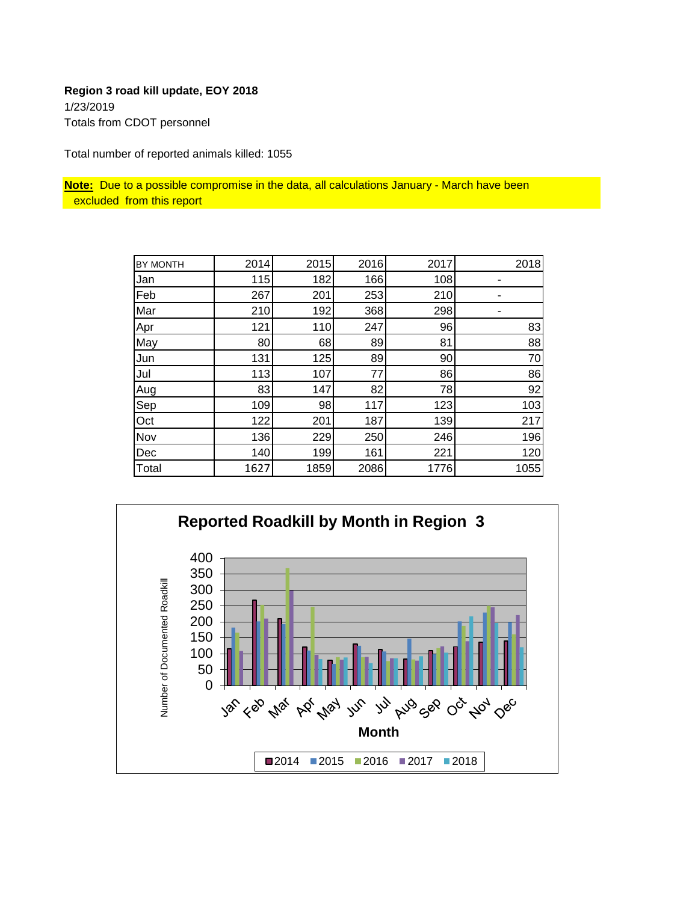**Region 3 road kill update, EOY 2018**

1/23/2019

Totals from CDOT personnel

Total number of reported animals killed: 1055

**Note:** Due to a possible compromise in the data, all calculations January - March have been excluded from this report

| BY MONTH | 2014 | 2015 | 2016 | 2017 | 2018 |
|---|---|---|---|---|---|
| Jan | 115 | 182 | 166 | 108 | - |
| Feb | 267 | 201 | 253 | 210 | - |
| Mar | 210 | 192 | 368 | 298 | - |
| Apr | 121 | 110 | 247 | 96 | 83 |
| May | 80 | 68 | 89 | 81 | 88 |
| Jun | 131 | 125 | 89 | 90 | 70 |
| Jul | 113 | 107 | 77 | 86 | 86 |
| Aug | 83 | 147 | 82 | 78 | 92 |
| Sep | 109 | 98 | 117 | 123 | 103 |
| Oct | 122 | 201 | 187 | 139 | 217 |
| Nov | 136 | 229 | 250 | 246 | 196 |
| Dec | 140 | 199 | 161 | 221 | 120 |
| Total | 1627 | 1859 | 2086 | 1776 | 1055 |

**Reported Roadkill by Month in Region 3**

Number of Documented Roadkill

Month

2014 2015 2016 2017 2018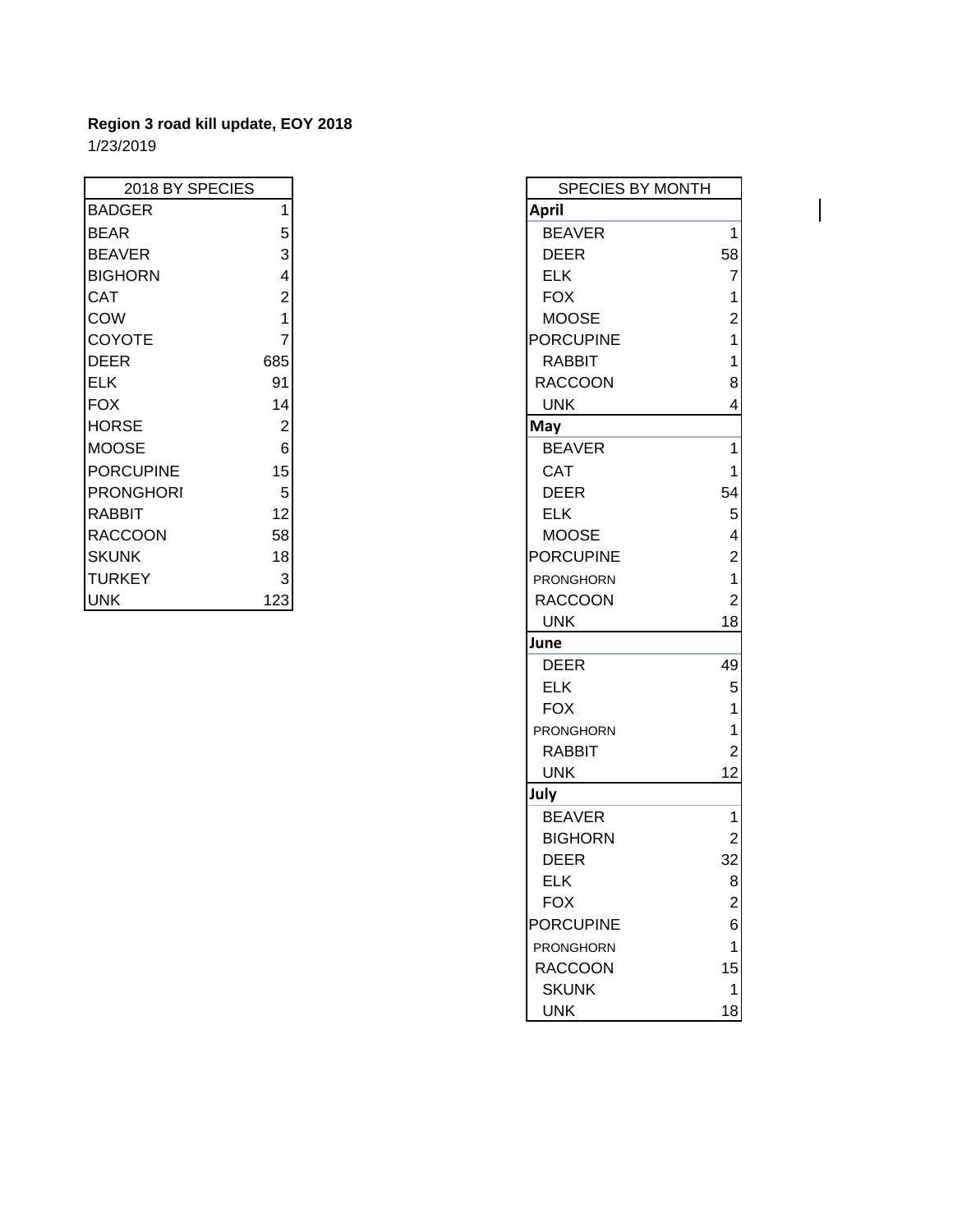**Region 3 road kill update, EOY 2018**

1/23/2019

| 2018 BY SPECIES | |
|---|---|
| BADGER | 1 |
| BEAR | 5 |
| BEAVER | 3 |
| BIGHORN | 4 |
| CAT | 2 |
| COW | 1 |
| COYOTE | 7 |
| DEER | 685 |
| ELK | 91 |
| FOX | 14 |
| HORSE | 2 |
| MOOSE | 6 |
| PORCUPINE | 15 |
| PRONGHORI | 5 |
| RABBIT | 12 |
| RACCOON | 58 |
| SKUNK | 18 |
| TURKEY | 3 |
| UNK | 123 |

| SPECIES BY MONTH | |
|---|---|
| **April** | |
| BEAVER | 1 |
| DEER | 58 |
| ELK | 7 |
| FOX | 1 |
| MOOSE | 2 |
| PORCUPINE | 1 |
| RABBIT | 1 |
| RACCOON | 8 |
| UNK | 4 |
| **May** | |
| BEAVER | 1 |
| CAT | 1 |
| DEER | 54 |
| ELK | 5 |
| MOOSE | 4 |
| PORCUPINE | 2 |
| PRONGHORN | 1 |
| RACCOON | 2 |
| UNK | 18 |
| **June** | |
| DEER | 49 |
| ELK | 5 |
| FOX | 1 |
| PRONGHORN | 1 |
| RABBIT | 2 |
| UNK | 12 |
| **July** | |
| BEAVER | 1 |
| BIGHORN | 2 |
| DEER | 32 |
| ELK | 8 |
| FOX | 2 |
| PORCUPINE | 6 |
| PRONGHORN | 1 |
| RACCOON | 15 |
| SKUNK | 1 |
| UNK | 18 |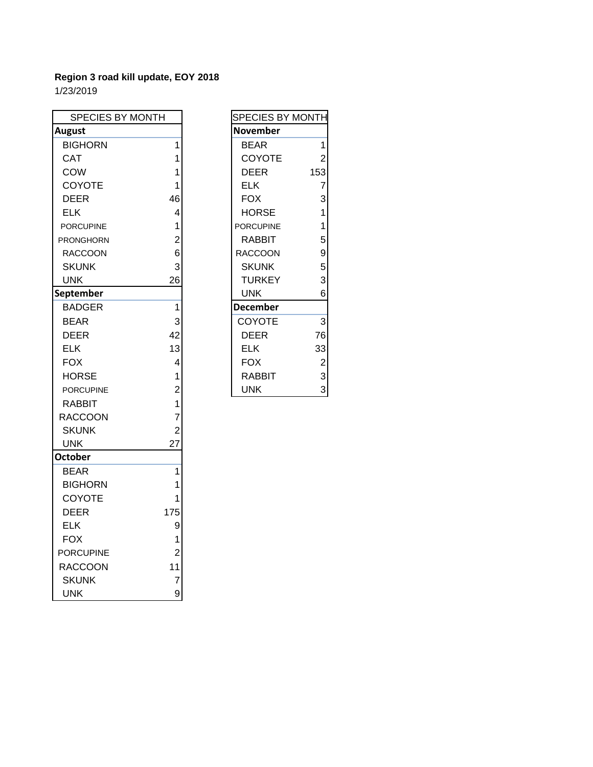**Region 3 road kill update, EOY 2018**

1/23/2019

| SPECIES BY MONTH | |
|---|---|
| **August** | |
| BIGHORN | 1 |
| CAT | 1 |
| COW | 1 |
| COYOTE | 1 |
| DEER | 46 |
| ELK | 4 |
| PORCUPINE | 1 |
| PRONGHORN | 2 |
| RACCOON | 6 |
| SKUNK | 3 |
| UNK | 26 |
| **September** | |
| BADGER | 1 |
| BEAR | 3 |
| DEER | 42 |
| ELK | 13 |
| FOX | 4 |
| HORSE | 1 |
| PORCUPINE | 2 |
| RABBIT | 1 |
| RACCOON | 7 |
| SKUNK | 2 |
| UNK | 27 |
| **October** | |
| BEAR | 1 |
| BIGHORN | 1 |
| COYOTE | 1 |
| DEER | 175 |
| ELK | 9 |
| FOX | 1 |
| PORCUPINE | 2 |
| RACCOON | 11 |
| SKUNK | 7 |
| UNK | 9 |

| SPECIES BY MONTH | |
|---|---|
| **November** | |
| BEAR | 1 |
| COYOTE | 2 |
| DEER | 153 |
| ELK | 7 |
| FOX | 3 |
| HORSE | 1 |
| PORCUPINE | 1 |
| RABBIT | 5 |
| RACCOON | 9 |
| SKUNK | 5 |
| TURKEY | 3 |
| UNK | 6 |
| **December** | |
| COYOTE | 3 |
| DEER | 76 |
| ELK | 33 |
| FOX | 2 |
| RABBIT | 3 |
| UNK | 3 |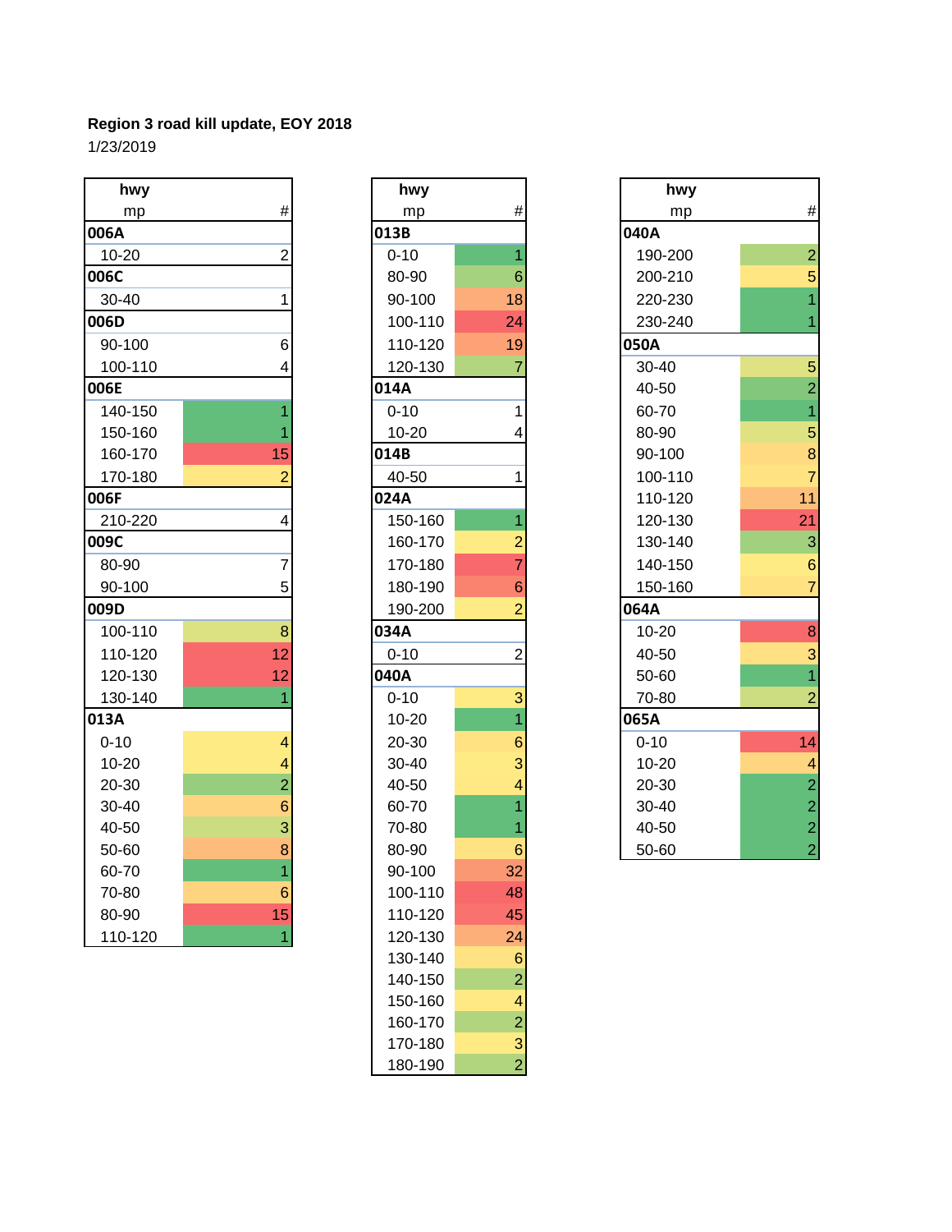**Region 3 road kill update, EOY 2018**

1/23/2019

| hwy mp | # |
|---|---|
| **006A** | |
| 10-20 | 2 |
| **006C** | |
| 30-40 | 1 |
| **006D** | |
| 90-100 | 6 |
| 100-110 | 4 |
| **006E** | |
| 140-150 | 1 |
| 150-160 | 1 |
| 160-170 | 15 |
| 170-180 | 2 |
| **006F** | |
| 210-220 | 4 |
| **009C** | |
| 80-90 | 7 |
| 90-100 | 5 |
| **009D** | |
| 100-110 | 8 |
| 110-120 | 12 |
| 120-130 | 12 |
| 130-140 | 1 |
| **013A** | |
| 0-10 | 4 |
| 10-20 | 4 |
| 20-30 | 2 |
| 30-40 | 6 |
| 40-50 | 3 |
| 50-60 | 8 |
| 60-70 | 1 |
| 70-80 | 6 |
| 80-90 | 15 |
| 110-120 | 1 |

| hwy mp | # |
|---|---|
| **013B** | |
| 0-10 | 1 |
| 80-90 | 6 |
| 90-100 | 18 |
| 100-110 | 24 |
| 110-120 | 19 |
| 120-130 | 7 |
| **014A** | |
| 0-10 | 1 |
| 10-20 | 4 |
| **014B** | |
| 40-50 | 1 |
| **024A** | |
| 150-160 | 1 |
| 160-170 | 2 |
| 170-180 | 7 |
| 180-190 | 6 |
| 190-200 | 2 |
| **034A** | |
| 0-10 | 2 |
| **040A** | |
| 0-10 | 3 |
| 10-20 | 1 |
| 20-30 | 6 |
| 30-40 | 3 |
| 40-50 | 4 |
| 60-70 | 1 |
| 70-80 | 1 |
| 80-90 | 6 |
| 90-100 | 32 |
| 100-110 | 48 |
| 110-120 | 45 |
| 120-130 | 24 |
| 130-140 | 6 |
| 140-150 | 2 |
| 150-160 | 4 |
| 160-170 | 2 |
| 170-180 | 3 |
| 180-190 | 2 |

| hwy mp | # |
|---|---|
| **040A** | |
| 190-200 | 2 |
| 200-210 | 5 |
| 220-230 | 1 |
| 230-240 | 1 |
| **050A** | |
| 30-40 | 5 |
| 40-50 | 2 |
| 60-70 | 1 |
| 80-90 | 5 |
| 90-100 | 8 |
| 100-110 | 7 |
| 110-120 | 11 |
| 120-130 | 21 |
| 130-140 | 3 |
| 140-150 | 6 |
| 150-160 | 7 |
| **064A** | |
| 10-20 | 8 |
| 40-50 | 3 |
| 50-60 | 1 |
| 70-80 | 2 |
| **065A** | |
| 0-10 | 14 |
| 10-20 | 4 |
| 20-30 | 2 |
| 30-40 | 2 |
| 40-50 | 2 |
| 50-60 | 2 |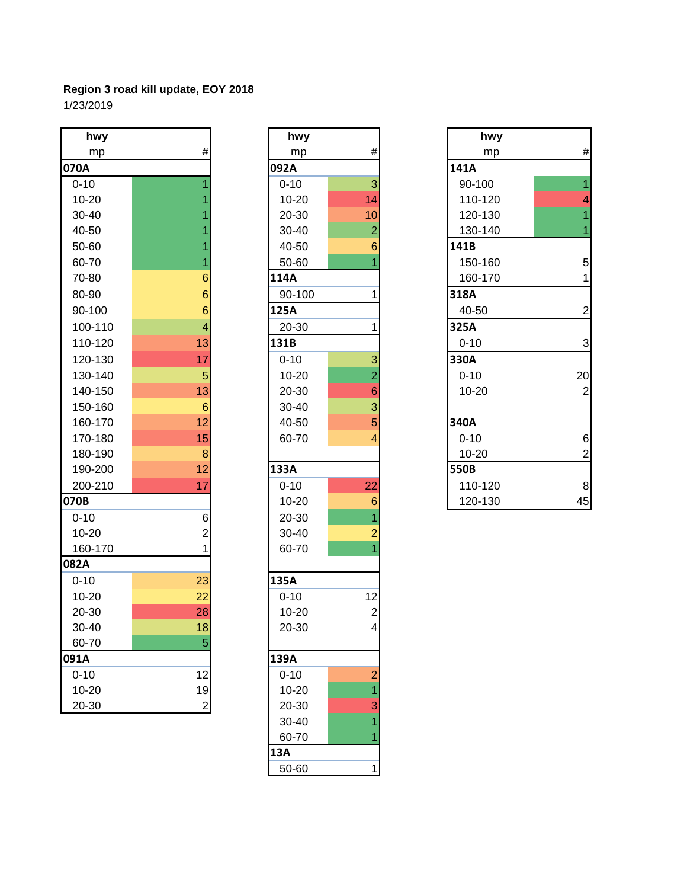**Region 3 road kill update, EOY 2018**
1/23/2019

| hwy mp | # |
|---|---|
| **070A** | |
| 0-10 | 1 |
| 10-20 | 1 |
| 30-40 | 1 |
| 40-50 | 1 |
| 50-60 | 1 |
| 60-70 | 1 |
| 70-80 | 6 |
| 80-90 | 6 |
| 90-100 | 6 |
| 100-110 | 4 |
| 110-120 | 13 |
| 120-130 | 17 |
| 130-140 | 5 |
| 140-150 | 13 |
| 150-160 | 6 |
| 160-170 | 12 |
| 170-180 | 15 |
| 180-190 | 8 |
| 190-200 | 12 |
| 200-210 | 17 |
| **070B** | |
| 0-10 | 6 |
| 10-20 | 2 |
| 160-170 | 1 |
| **082A** | |
| 0-10 | 23 |
| 10-20 | 22 |
| 20-30 | 28 |
| 30-40 | 18 |
| 60-70 | 5 |
| **091A** | |
| 0-10 | 12 |
| 10-20 | 19 |
| 20-30 | 2 |

| hwy mp | # |
|---|---|
| **092A** | |
| 0-10 | 3 |
| 10-20 | 14 |
| 20-30 | 10 |
| 30-40 | 2 |
| 40-50 | 6 |
| 50-60 | 1 |
| **114A** | |
| 90-100 | 1 |
| **125A** | |
| 20-30 | 1 |
| **131B** | |
| 0-10 | 3 |
| 10-20 | 2 |
| 20-30 | 6 |
| 30-40 | 3 |
| 40-50 | 5 |
| 60-70 | 4 |
| **133A** | |
| 0-10 | 22 |
| 10-20 | 6 |
| 20-30 | 1 |
| 30-40 | 2 |
| 60-70 | 1 |
| **135A** | |
| 0-10 | 12 |
| 10-20 | 2 |
| 20-30 | 4 |
| **139A** | |
| 0-10 | 2 |
| 10-20 | 1 |
| 20-30 | 3 |
| 30-40 | 1 |
| 60-70 | 1 |
| **13A** | |
| 50-60 | 1 |

| hwy mp | # |
|---|---|
| **141A** | |
| 90-100 | 1 |
| 110-120 | 4 |
| 120-130 | 1 |
| 130-140 | 1 |
| **141B** | |
| 150-160 | 5 |
| 160-170 | 1 |
| **318A** | |
| 40-50 | 2 |
| **325A** | |
| 0-10 | 3 |
| **330A** | |
| 0-10 | 20 |
| 10-20 | 2 |
| **340A** | |
| 0-10 | 6 |
| 10-20 | 2 |
| **550B** | |
| 110-120 | 8 |
| 120-130 | 45 |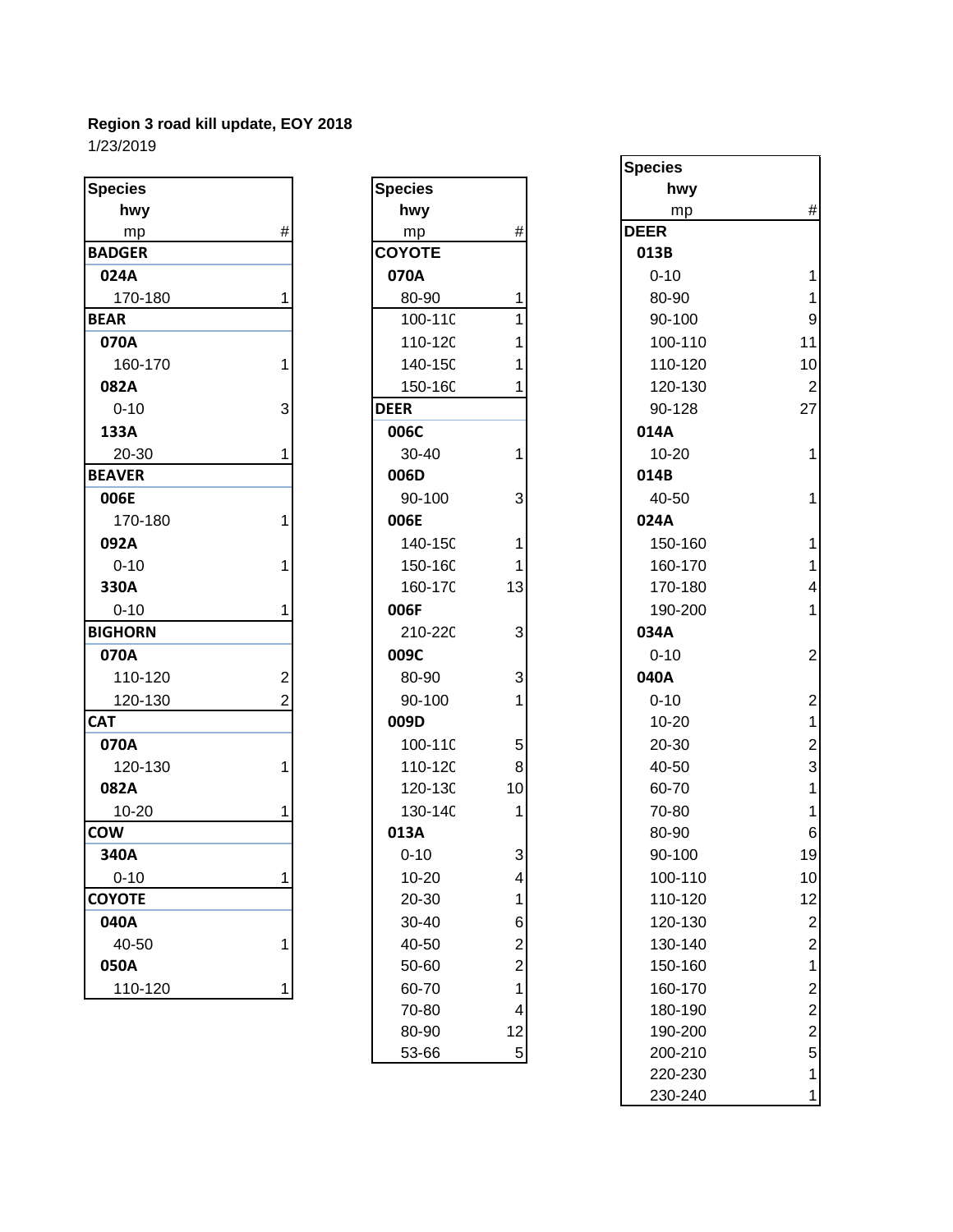**Region 3 road kill update, EOY 2018**

1/23/2019

| Species / hwy / mp | # |
|---|---|
| **BADGER** | |
| **024A** | |
| 170-180 | 1 |
| **BEAR** | |
| **070A** | |
| 160-170 | 1 |
| **082A** | |
| 0-10 | 3 |
| **133A** | |
| 20-30 | 1 |
| **BEAVER** | |
| **006E** | |
| 170-180 | 1 |
| **092A** | |
| 0-10 | 1 |
| **330A** | |
| 0-10 | 1 |
| **BIGHORN** | |
| **070A** | |
| 110-120 | 2 |
| 120-130 | 2 |
| **CAT** | |
| **070A** | |
| 120-130 | 1 |
| **082A** | |
| 10-20 | 1 |
| **COW** | |
| **340A** | |
| 0-10 | 1 |
| **COYOTE** | |
| **040A** | |
| 40-50 | 1 |
| **050A** | |
| 110-120 | 1 |

| Species / hwy / mp | # |
|---|---|
| **COYOTE** | |
| **070A** | |
| 80-90 | 1 |
| 100-110 | 1 |
| 110-120 | 1 |
| 140-150 | 1 |
| 150-160 | 1 |
| **DEER** | |
| **006C** | |
| 30-40 | 1 |
| **006D** | |
| 90-100 | 3 |
| **006E** | |
| 140-150 | 1 |
| 150-160 | 1 |
| 160-170 | 13 |
| **006F** | |
| 210-220 | 3 |
| **009C** | |
| 80-90 | 3 |
| 90-100 | 1 |
| **009D** | |
| 100-110 | 5 |
| 110-120 | 8 |
| 120-130 | 10 |
| 130-140 | 1 |
| **013A** | |
| 0-10 | 3 |
| 10-20 | 4 |
| 20-30 | 1 |
| 30-40 | 6 |
| 40-50 | 2 |
| 50-60 | 2 |
| 60-70 | 1 |
| 70-80 | 4 |
| 80-90 | 12 |
| 53-66 | 5 |

| Species / hwy / mp | # |
|---|---|
| **DEER** | |
| **013B** | |
| 0-10 | 1 |
| 80-90 | 1 |
| 90-100 | 9 |
| 100-110 | 11 |
| 110-120 | 10 |
| 120-130 | 2 |
| 90-128 | 27 |
| **014A** | |
| 10-20 | 1 |
| **014B** | |
| 40-50 | 1 |
| **024A** | |
| 150-160 | 1 |
| 160-170 | 1 |
| 170-180 | 4 |
| 190-200 | 1 |
| **034A** | |
| 0-10 | 2 |
| **040A** | |
| 0-10 | 2 |
| 10-20 | 1 |
| 20-30 | 2 |
| 40-50 | 3 |
| 60-70 | 1 |
| 70-80 | 1 |
| 80-90 | 6 |
| 90-100 | 19 |
| 100-110 | 10 |
| 110-120 | 12 |
| 120-130 | 2 |
| 130-140 | 2 |
| 150-160 | 1 |
| 160-170 | 2 |
| 180-190 | 2 |
| 190-200 | 2 |
| 200-210 | 5 |
| 220-230 | 1 |
| 230-240 | 1 |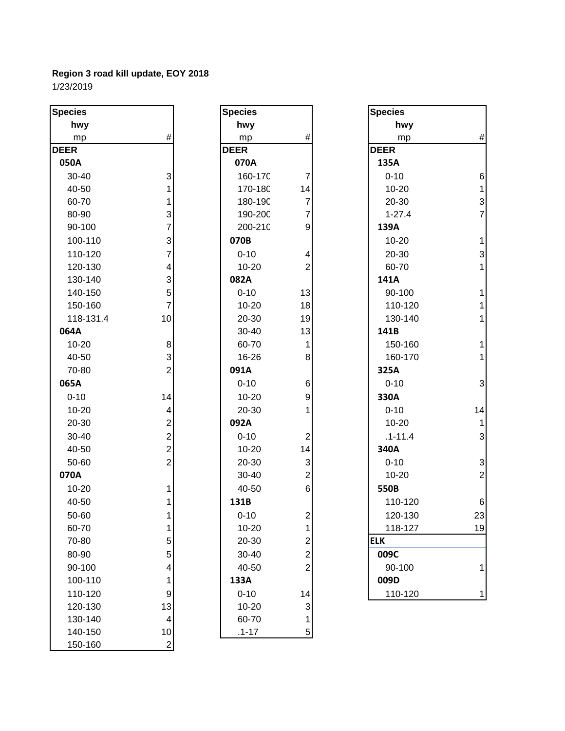**Region 3 road kill update, EOY 2018**

1/23/2019

| Species | |
|---|---|
| hwy | |
| mp | # |
| **DEER** | |
| **050A** | |
| 30-40 | 3 |
| 40-50 | 1 |
| 60-70 | 1 |
| 80-90 | 3 |
| 90-100 | 7 |
| 100-110 | 3 |
| 110-120 | 7 |
| 120-130 | 4 |
| 130-140 | 3 |
| 140-150 | 5 |
| 150-160 | 7 |
| 118-131.4 | 10 |
| **064A** | |
| 10-20 | 8 |
| 40-50 | 3 |
| 70-80 | 2 |
| **065A** | |
| 0-10 | 14 |
| 10-20 | 4 |
| 20-30 | 2 |
| 30-40 | 2 |
| 40-50 | 2 |
| 50-60 | 2 |
| **070A** | |
| 10-20 | 1 |
| 40-50 | 1 |
| 50-60 | 1 |
| 60-70 | 1 |
| 70-80 | 5 |
| 80-90 | 5 |
| 90-100 | 4 |
| 100-110 | 1 |
| 110-120 | 9 |
| 120-130 | 13 |
| 130-140 | 4 |
| 140-150 | 10 |
| 150-160 | 2 |

| Species | |
|---|---|
| hwy | |
| mp | # |
| **DEER** | |
| **070A** | |
| 160-170 | 7 |
| 170-180 | 14 |
| 180-190 | 7 |
| 190-200 | 7 |
| 200-210 | 9 |
| **070B** | |
| 0-10 | 4 |
| 10-20 | 2 |
| **082A** | |
| 0-10 | 13 |
| 10-20 | 18 |
| 20-30 | 19 |
| 30-40 | 13 |
| 60-70 | 1 |
| 16-26 | 8 |
| **091A** | |
| 0-10 | 6 |
| 10-20 | 9 |
| 20-30 | 1 |
| **092A** | |
| 0-10 | 2 |
| 10-20 | 14 |
| 20-30 | 3 |
| 30-40 | 2 |
| 40-50 | 6 |
| **131B** | |
| 0-10 | 2 |
| 10-20 | 1 |
| 20-30 | 2 |
| 30-40 | 2 |
| 40-50 | 2 |
| **133A** | |
| 0-10 | 14 |
| 10-20 | 3 |
| 60-70 | 1 |
| .1-17 | 5 |

| Species | |
|---|---|
| hwy | |
| mp | # |
| **DEER** | |
| **135A** | |
| 0-10 | 6 |
| 10-20 | 1 |
| 20-30 | 3 |
| 1-27.4 | 7 |
| **139A** | |
| 10-20 | 1 |
| 20-30 | 3 |
| 60-70 | 1 |
| **141A** | |
| 90-100 | 1 |
| 110-120 | 1 |
| 130-140 | 1 |
| **141B** | |
| 150-160 | 1 |
| 160-170 | 1 |
| **325A** | |
| 0-10 | 3 |
| **330A** | |
| 0-10 | 14 |
| 10-20 | 1 |
| .1-11.4 | 3 |
| **340A** | |
| 0-10 | 3 |
| 10-20 | 2 |
| **550B** | |
| 110-120 | 6 |
| 120-130 | 23 |
| 118-127 | 19 |
| **ELK** | |
| **009C** | |
| 90-100 | 1 |
| **009D** | |
| 110-120 | 1 |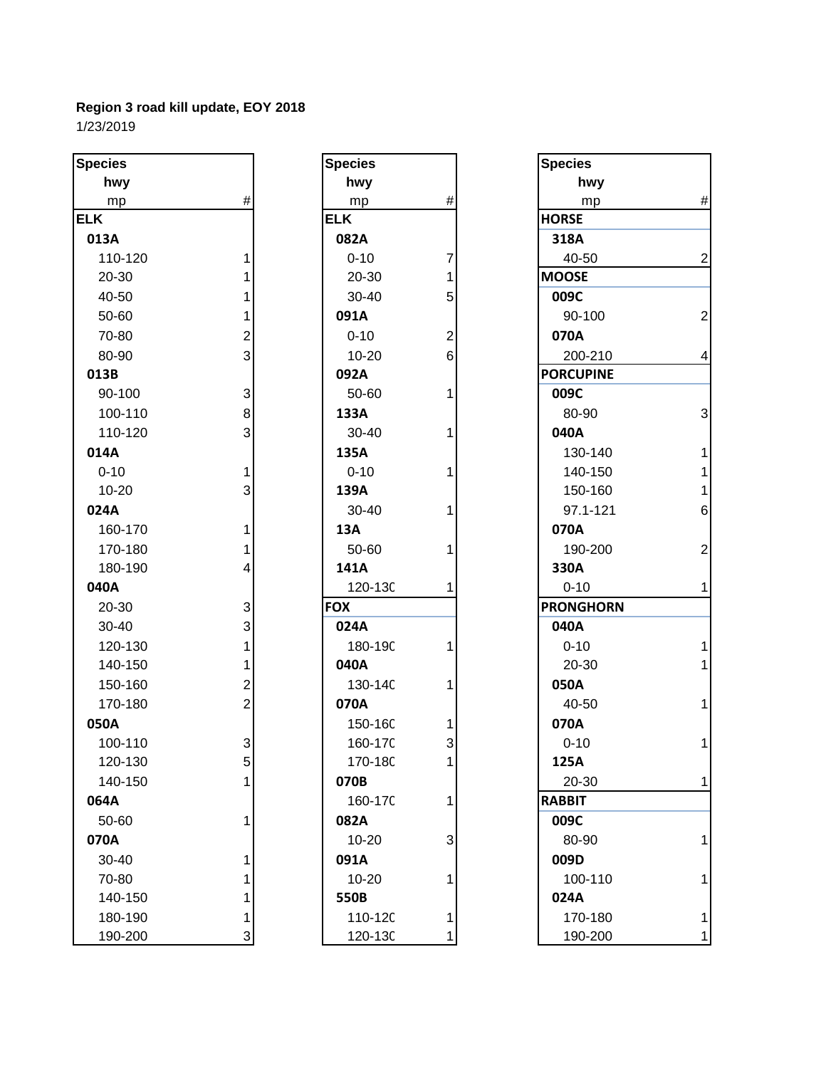**Region 3 road kill update, EOY 2018**
1/23/2019

| Species / hwy / mp | # |
|---|---|
| **ELK** | |
| **013A** | |
| 110-120 | 1 |
| 20-30 | 1 |
| 40-50 | 1 |
| 50-60 | 1 |
| 70-80 | 2 |
| 80-90 | 3 |
| **013B** | |
| 90-100 | 3 |
| 100-110 | 8 |
| 110-120 | 3 |
| **014A** | |
| 0-10 | 1 |
| 10-20 | 3 |
| **024A** | |
| 160-170 | 1 |
| 170-180 | 1 |
| 180-190 | 4 |
| **040A** | |
| 20-30 | 3 |
| 30-40 | 3 |
| 120-130 | 1 |
| 140-150 | 1 |
| 150-160 | 2 |
| 170-180 | 2 |
| **050A** | |
| 100-110 | 3 |
| 120-130 | 5 |
| 140-150 | 1 |
| **064A** | |
| 50-60 | 1 |
| **070A** | |
| 30-40 | 1 |
| 70-80 | 1 |
| 140-150 | 1 |
| 180-190 | 1 |
| 190-200 | 3 |

| Species / hwy / mp | # |
|---|---|
| **ELK** | |
| **082A** | |
| 0-10 | 7 |
| 20-30 | 1 |
| 30-40 | 5 |
| **091A** | |
| 0-10 | 2 |
| 10-20 | 6 |
| **092A** | |
| 50-60 | 1 |
| **133A** | |
| 30-40 | 1 |
| **135A** | |
| 0-10 | 1 |
| **139A** | |
| 30-40 | 1 |
| **13A** | |
| 50-60 | 1 |
| **141A** | |
| 120-130 | 1 |
| **FOX** | |
| **024A** | |
| 180-190 | 1 |
| **040A** | |
| 130-140 | 1 |
| **070A** | |
| 150-160 | 1 |
| 160-170 | 3 |
| 170-180 | 1 |
| **070B** | |
| 160-170 | 1 |
| **082A** | |
| 10-20 | 3 |
| **091A** | |
| 10-20 | 1 |
| **550B** | |
| 110-120 | 1 |
| 120-130 | 1 |

| Species / hwy / mp | # |
|---|---|
| **HORSE** | |
| **318A** | |
| 40-50 | 2 |
| **MOOSE** | |
| **009C** | |
| 90-100 | 2 |
| **070A** | |
| 200-210 | 4 |
| **PORCUPINE** | |
| **009C** | |
| 80-90 | 3 |
| **040A** | |
| 130-140 | 1 |
| 140-150 | 1 |
| 150-160 | 1 |
| 97.1-121 | 6 |
| **070A** | |
| 190-200 | 2 |
| **330A** | |
| 0-10 | 1 |
| **PRONGHORN** | |
| **040A** | |
| 0-10 | 1 |
| 20-30 | 1 |
| **050A** | |
| 40-50 | 1 |
| **070A** | |
| 0-10 | 1 |
| **125A** | |
| 20-30 | 1 |
| **RABBIT** | |
| **009C** | |
| 80-90 | 1 |
| **009D** | |
| 100-110 | 1 |
| **024A** | |
| 170-180 | 1 |
| 190-200 | 1 |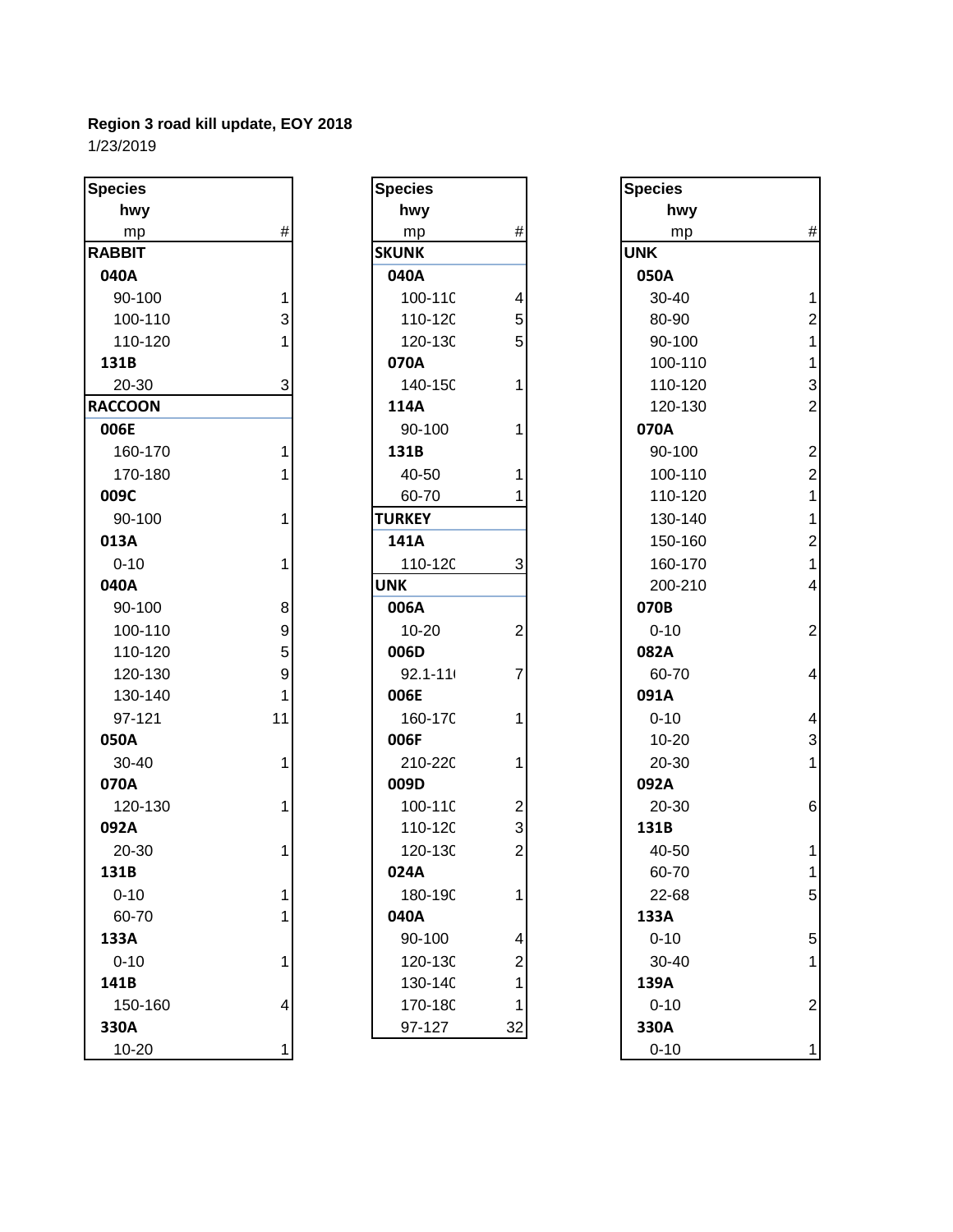**Region 3 road kill update, EOY 2018**

1/23/2019

| Species / hwy / mp | # |
|---|---|
| **RABBIT** | |
| **040A** | |
| 90-100 | 1 |
| 100-110 | 3 |
| 110-120 | 1 |
| **131B** | |
| 20-30 | 3 |
| **RACCOON** | |
| **006E** | |
| 160-170 | 1 |
| 170-180 | 1 |
| **009C** | |
| 90-100 | 1 |
| **013A** | |
| 0-10 | 1 |
| **040A** | |
| 90-100 | 8 |
| 100-110 | 9 |
| 110-120 | 5 |
| 120-130 | 9 |
| 130-140 | 1 |
| 97-121 | 11 |
| **050A** | |
| 30-40 | 1 |
| **070A** | |
| 120-130 | 1 |
| **092A** | |
| 20-30 | 1 |
| **131B** | |
| 0-10 | 1 |
| 60-70 | 1 |
| **133A** | |
| 0-10 | 1 |
| **141B** | |
| 150-160 | 4 |
| **330A** | |
| 10-20 | 1 |

| Species / hwy / mp | # |
|---|---|
| **SKUNK** | |
| **040A** | |
| 100-110 | 4 |
| 110-120 | 5 |
| 120-130 | 5 |
| **070A** | |
| 140-150 | 1 |
| **114A** | |
| 90-100 | 1 |
| **131B** | |
| 40-50 | 1 |
| 60-70 | 1 |
| **TURKEY** | |
| **141A** | |
| 110-120 | 3 |
| **UNK** | |
| **006A** | |
| 10-20 | 2 |
| **006D** | |
| 92.1-110 | 7 |
| **006E** | |
| 160-170 | 1 |
| **006F** | |
| 210-220 | 1 |
| **009D** | |
| 100-110 | 2 |
| 110-120 | 3 |
| 120-130 | 2 |
| **024A** | |
| 180-190 | 1 |
| **040A** | |
| 90-100 | 4 |
| 120-130 | 2 |
| 130-140 | 1 |
| 170-180 | 1 |
| 97-127 | 32 |

| Species / hwy / mp | # |
|---|---|
| **UNK** | |
| **050A** | |
| 30-40 | 1 |
| 80-90 | 2 |
| 90-100 | 1 |
| 100-110 | 1 |
| 110-120 | 3 |
| 120-130 | 2 |
| **070A** | |
| 90-100 | 2 |
| 100-110 | 2 |
| 110-120 | 1 |
| 130-140 | 1 |
| 150-160 | 2 |
| 160-170 | 1 |
| 200-210 | 4 |
| **070B** | |
| 0-10 | 2 |
| **082A** | |
| 60-70 | 4 |
| **091A** | |
| 0-10 | 4 |
| 10-20 | 3 |
| 20-30 | 1 |
| **092A** | |
| 20-30 | 6 |
| **131B** | |
| 40-50 | 1 |
| 60-70 | 1 |
| 22-68 | 5 |
| **133A** | |
| 0-10 | 5 |
| 30-40 | 1 |
| **139A** | |
| 0-10 | 2 |
| **330A** | |
| 0-10 | 1 |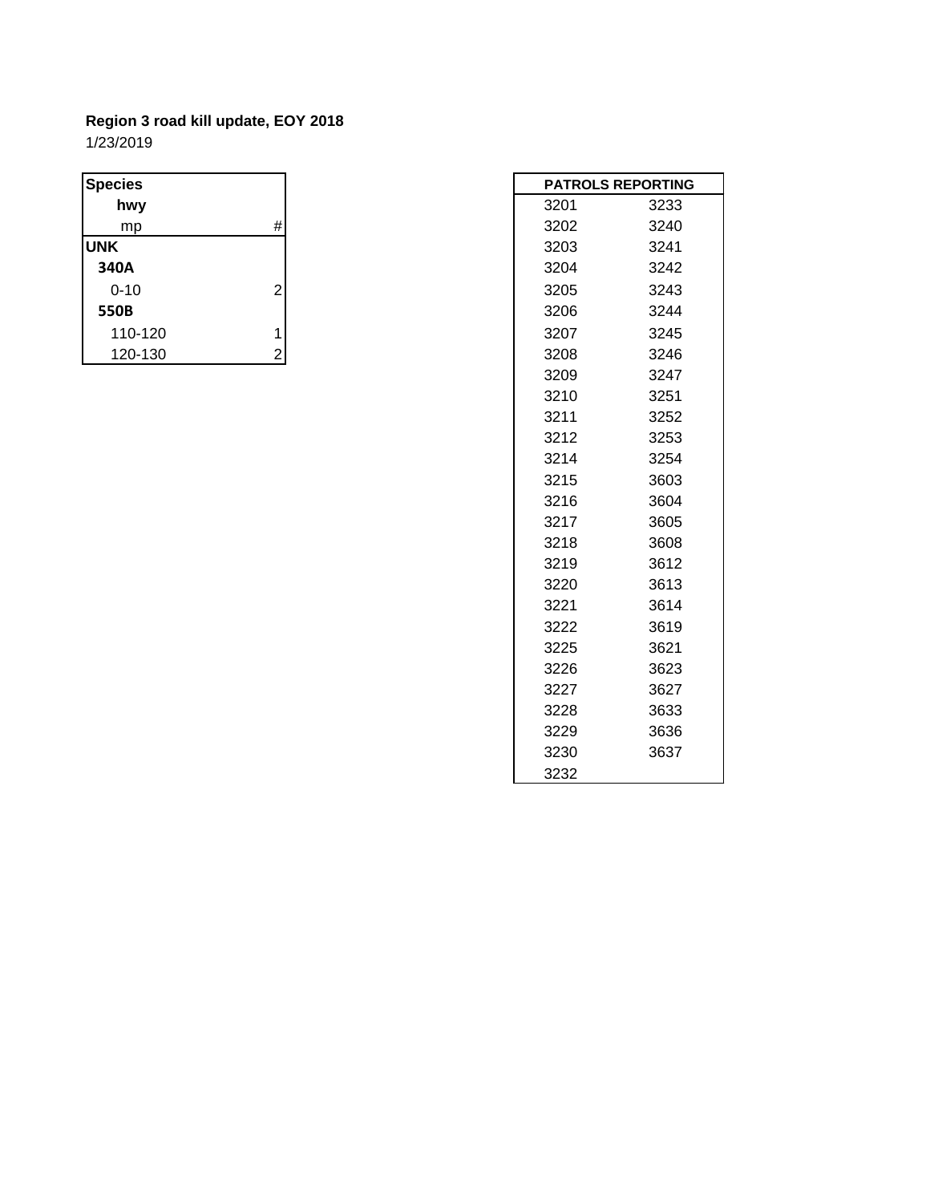**Region 3 road kill update, EOY 2018**

1/23/2019

| Species | |
|---|---|
| **hwy** | |
| mp | # |
| **UNK** | |
| **340A** | |
| 0-10 | 2 |
| **550B** | |
| 110-120 | 1 |
| 120-130 | 2 |

| PATROLS REPORTING | |
|---|---|
| 3201 | 3233 |
| 3202 | 3240 |
| 3203 | 3241 |
| 3204 | 3242 |
| 3205 | 3243 |
| 3206 | 3244 |
| 3207 | 3245 |
| 3208 | 3246 |
| 3209 | 3247 |
| 3210 | 3251 |
| 3211 | 3252 |
| 3212 | 3253 |
| 3214 | 3254 |
| 3215 | 3603 |
| 3216 | 3604 |
| 3217 | 3605 |
| 3218 | 3608 |
| 3219 | 3612 |
| 3220 | 3613 |
| 3221 | 3614 |
| 3222 | 3619 |
| 3225 | 3621 |
| 3226 | 3623 |
| 3227 | 3627 |
| 3228 | 3633 |
| 3229 | 3636 |
| 3230 | 3637 |
| 3232 | |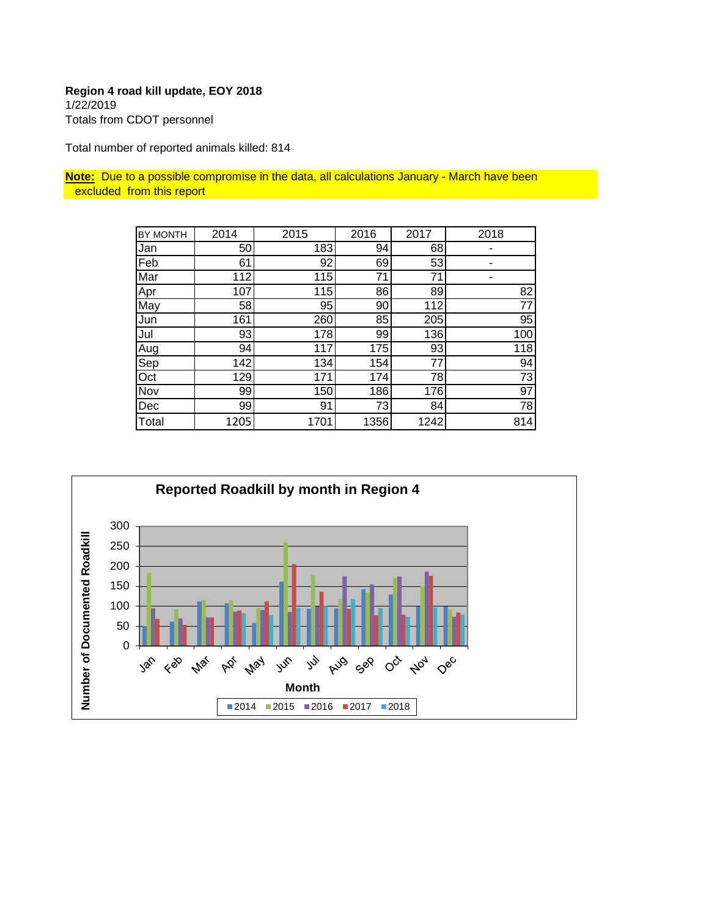**Region 4 road kill update, EOY 2018**
1/22/2019
Totals from CDOT personnel

Total number of reported animals killed: 814

**Note:** Due to a possible compromise in the data, all calculations January - March have been excluded from this report

| BY MONTH | 2014 | 2015 | 2016 | 2017 | 2018 |
|---|---|---|---|---|---|
| Jan | 50 | 183 | 94 | 68 | - |
| Feb | 61 | 92 | 69 | 53 | - |
| Mar | 112 | 115 | 71 | 71 | - |
| Apr | 107 | 115 | 86 | 89 | 82 |
| May | 58 | 95 | 90 | 112 | 77 |
| Jun | 161 | 260 | 85 | 205 | 95 |
| Jul | 93 | 178 | 99 | 136 | 100 |
| Aug | 94 | 117 | 175 | 93 | 118 |
| Sep | 142 | 134 | 154 | 77 | 94 |
| Oct | 129 | 171 | 174 | 78 | 73 |
| Nov | 99 | 150 | 186 | 176 | 97 |
| Dec | 99 | 91 | 73 | 84 | 78 |
| Total | 1205 | 1701 | 1356 | 1242 | 814 |

**Reported Roadkill by month in Region 4**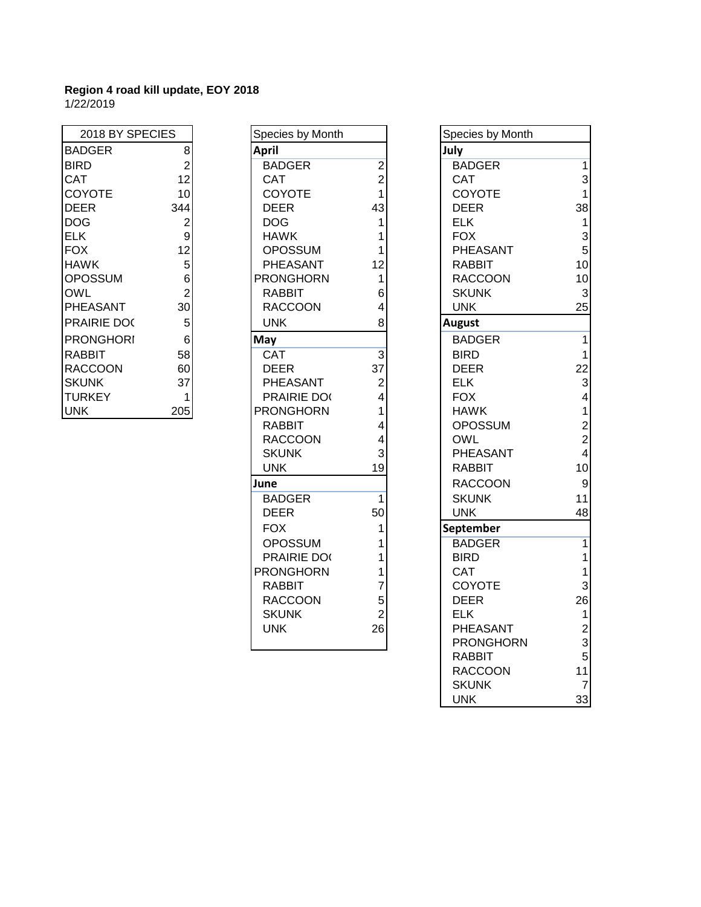**Region 4 road kill update, EOY 2018**
1/22/2019

| 2018 BY SPECIES | |
|---|---|
| BADGER | 8 |
| BIRD | 2 |
| CAT | 12 |
| COYOTE | 10 |
| DEER | 344 |
| DOG | 2 |
| ELK | 9 |
| FOX | 12 |
| HAWK | 5 |
| OPOSSUM | 6 |
| OWL | 2 |
| PHEASANT | 30 |
| PRAIRIE DO( | 5 |
| PRONGHORI | 6 |
| RABBIT | 58 |
| RACCOON | 60 |
| SKUNK | 37 |
| TURKEY | 1 |
| UNK | 205 |

| Species by Month | |
|---|---|
| **April** | |
| BADGER | 2 |
| CAT | 2 |
| COYOTE | 1 |
| DEER | 43 |
| DOG | 1 |
| HAWK | 1 |
| OPOSSUM | 1 |
| PHEASANT | 12 |
| PRONGHORN | 1 |
| RABBIT | 6 |
| RACCOON | 4 |
| UNK | 8 |
| **May** | |
| CAT | 3 |
| DEER | 37 |
| PHEASANT | 2 |
| PRAIRIE DO( | 4 |
| PRONGHORN | 1 |
| RABBIT | 4 |
| RACCOON | 4 |
| SKUNK | 3 |
| UNK | 19 |
| **June** | |
| BADGER | 1 |
| DEER | 50 |
| FOX | 1 |
| OPOSSUM | 1 |
| PRAIRIE DO( | 1 |
| PRONGHORN | 1 |
| RABBIT | 7 |
| RACCOON | 5 |
| SKUNK | 2 |
| UNK | 26 |

| Species by Month | |
|---|---|
| **July** | |
| BADGER | 1 |
| CAT | 3 |
| COYOTE | 1 |
| DEER | 38 |
| ELK | 1 |
| FOX | 3 |
| PHEASANT | 5 |
| RABBIT | 10 |
| RACCOON | 10 |
| SKUNK | 3 |
| UNK | 25 |
| **August** | |
| BADGER | 1 |
| BIRD | 1 |
| DEER | 22 |
| ELK | 3 |
| FOX | 4 |
| HAWK | 1 |
| OPOSSUM | 2 |
| OWL | 2 |
| PHEASANT | 4 |
| RABBIT | 10 |
| RACCOON | 9 |
| SKUNK | 11 |
| UNK | 48 |
| **September** | |
| BADGER | 1 |
| BIRD | 1 |
| CAT | 1 |
| COYOTE | 3 |
| DEER | 26 |
| ELK | 1 |
| PHEASANT | 2 |
| PRONGHORN | 3 |
| RABBIT | 5 |
| RACCOON | 11 |
| SKUNK | 7 |
| UNK | 33 |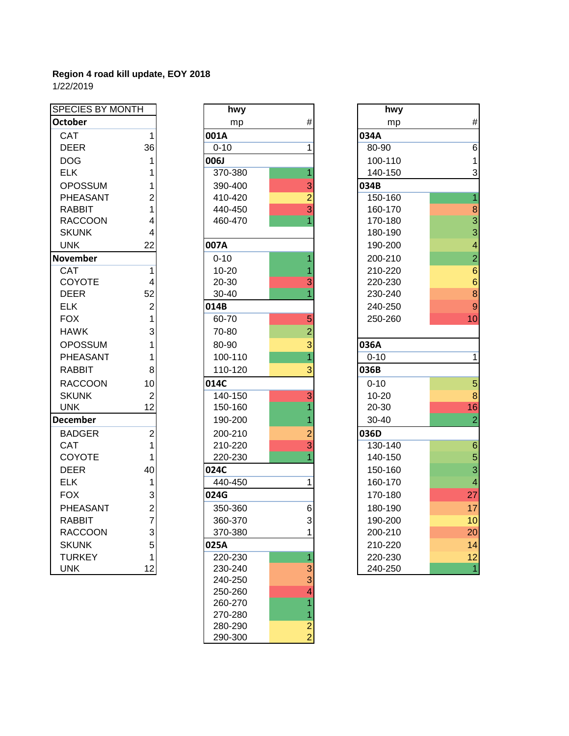**Region 4 road kill update, EOY 2018**
1/22/2019

| SPECIES BY MONTH | |
|---|---|
| **October** | |
| CAT | 1 |
| DEER | 36 |
| DOG | 1 |
| ELK | 1 |
| OPOSSUM | 1 |
| PHEASANT | 2 |
| RABBIT | 1 |
| RACCOON | 4 |
| SKUNK | 4 |
| UNK | 22 |
| **November** | |
| CAT | 1 |
| COYOTE | 4 |
| DEER | 52 |
| ELK | 2 |
| FOX | 1 |
| HAWK | 3 |
| OPOSSUM | 1 |
| PHEASANT | 1 |
| RABBIT | 8 |
| RACCOON | 10 |
| SKUNK | 2 |
| UNK | 12 |
| **December** | |
| BADGER | 2 |
| CAT | 1 |
| COYOTE | 1 |
| DEER | 40 |
| ELK | 1 |
| FOX | 3 |
| PHEASANT | 2 |
| RABBIT | 7 |
| RACCOON | 3 |
| SKUNK | 5 |
| TURKEY | 1 |
| UNK | 12 |

| hwy mp | # |
|---|---|
| **001A** | |
| 0-10 | 1 |
| **006J** | |
| 370-380 | 1 |
| 390-400 | 3 |
| 410-420 | 2 |
| 440-450 | 3 |
| 460-470 | 1 |
| **007A** | |
| 0-10 | 1 |
| 10-20 | 1 |
| 20-30 | 3 |
| 30-40 | 1 |
| **014B** | |
| 60-70 | 5 |
| 70-80 | 2 |
| 80-90 | 3 |
| 100-110 | 1 |
| 110-120 | 3 |
| **014C** | |
| 140-150 | 3 |
| 150-160 | 1 |
| 190-200 | 1 |
| 200-210 | 2 |
| 210-220 | 3 |
| 220-230 | 1 |
| **024C** | |
| 440-450 | 1 |
| **024G** | |
| 350-360 | 6 |
| 360-370 | 3 |
| 370-380 | 1 |
| **025A** | |
| 220-230 | 1 |
| 230-240 | 3 |
| 240-250 | 3 |
| 250-260 | 4 |
| 260-270 | 1 |
| 270-280 | 1 |
| 280-290 | 2 |
| 290-300 | 2 |

| hwy mp | # |
|---|---|
| **034A** | |
| 80-90 | 6 |
| 100-110 | 1 |
| 140-150 | 3 |
| **034B** | |
| 150-160 | 1 |
| 160-170 | 8 |
| 170-180 | 3 |
| 180-190 | 3 |
| 190-200 | 4 |
| 200-210 | 2 |
| 210-220 | 6 |
| 220-230 | 6 |
| 230-240 | 8 |
| 240-250 | 9 |
| 250-260 | 10 |
| **036A** | |
| 0-10 | 1 |
| **036B** | |
| 0-10 | 5 |
| 10-20 | 8 |
| 20-30 | 16 |
| 30-40 | 2 |
| **036D** | |
| 130-140 | 6 |
| 140-150 | 5 |
| 150-160 | 3 |
| 160-170 | 4 |
| 170-180 | 27 |
| 180-190 | 17 |
| 190-200 | 10 |
| 200-210 | 20 |
| 210-220 | 14 |
| 220-230 | 12 |
| 240-250 | 1 |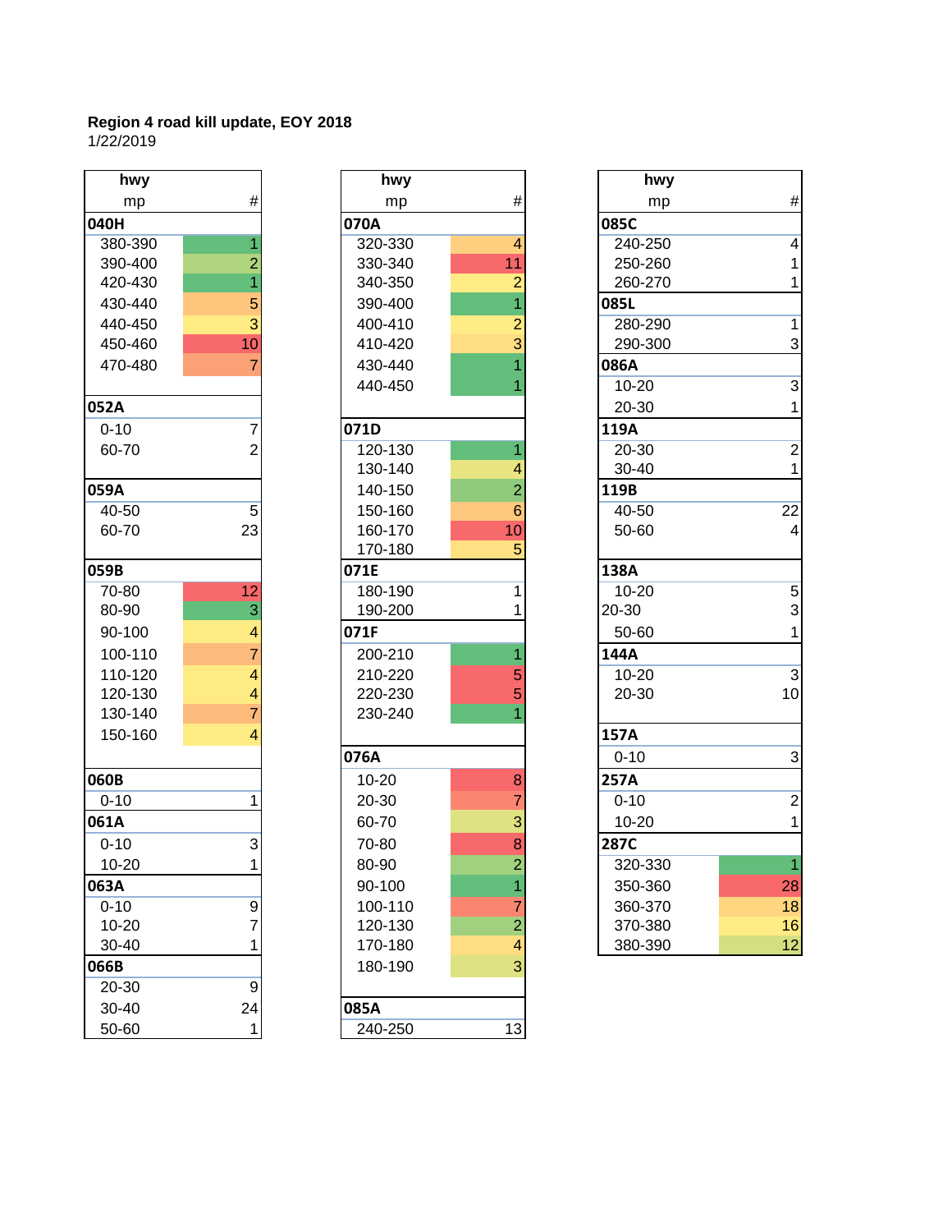**Region 4 road kill update, EOY 2018**
1/22/2019

| hwy mp | # |
|---|---|
| **040H** | |
| 380-390 | 1 |
| 390-400 | 2 |
| 420-430 | 1 |
| 430-440 | 5 |
| 440-450 | 3 |
| 450-460 | 10 |
| 470-480 | 7 |
| **052A** | |
| 0-10 | 7 |
| 60-70 | 2 |
| **059A** | |
| 40-50 | 5 |
| 60-70 | 23 |
| **059B** | |
| 70-80 | 12 |
| 80-90 | 3 |
| 90-100 | 4 |
| 100-110 | 7 |
| 110-120 | 4 |
| 120-130 | 4 |
| 130-140 | 7 |
| 150-160 | 4 |
| **060B** | |
| 0-10 | 1 |
| **061A** | |
| 0-10 | 3 |
| 10-20 | 1 |
| **063A** | |
| 0-10 | 9 |
| 10-20 | 7 |
| 30-40 | 1 |
| **066B** | |
| 20-30 | 9 |
| 30-40 | 24 |
| 50-60 | 1 |

| hwy mp | # |
|---|---|
| **070A** | |
| 320-330 | 4 |
| 330-340 | 11 |
| 340-350 | 2 |
| 390-400 | 1 |
| 400-410 | 2 |
| 410-420 | 3 |
| 430-440 | 1 |
| 440-450 | 1 |
| **071D** | |
| 120-130 | 1 |
| 130-140 | 4 |
| 140-150 | 2 |
| 150-160 | 6 |
| 160-170 | 10 |
| 170-180 | 5 |
| **071E** | |
| 180-190 | 1 |
| 190-200 | 1 |
| **071F** | |
| 200-210 | 1 |
| 210-220 | 5 |
| 220-230 | 5 |
| 230-240 | 1 |
| **076A** | |
| 10-20 | 8 |
| 20-30 | 7 |
| 60-70 | 3 |
| 70-80 | 8 |
| 80-90 | 2 |
| 90-100 | 1 |
| 100-110 | 7 |
| 120-130 | 2 |
| 170-180 | 4 |
| 180-190 | 3 |
| **085A** | |
| 240-250 | 13 |

| hwy mp | # |
|---|---|
| **085C** | |
| 240-250 | 4 |
| 250-260 | 1 |
| 260-270 | 1 |
| **085L** | |
| 280-290 | 1 |
| 290-300 | 3 |
| **086A** | |
| 10-20 | 3 |
| 20-30 | 1 |
| **119A** | |
| 20-30 | 2 |
| 30-40 | 1 |
| **119B** | |
| 40-50 | 22 |
| 50-60 | 4 |
| **138A** | |
| 10-20 | 5 |
| 20-30 | 3 |
| 50-60 | 1 |
| **144A** | |
| 10-20 | 3 |
| 20-30 | 10 |
| **157A** | |
| 0-10 | 3 |
| **257A** | |
| 0-10 | 2 |
| 10-20 | 1 |
| **287C** | |
| 320-330 | 1 |
| 350-360 | 28 |
| 360-370 | 18 |
| 370-380 | 16 |
| 380-390 | 12 |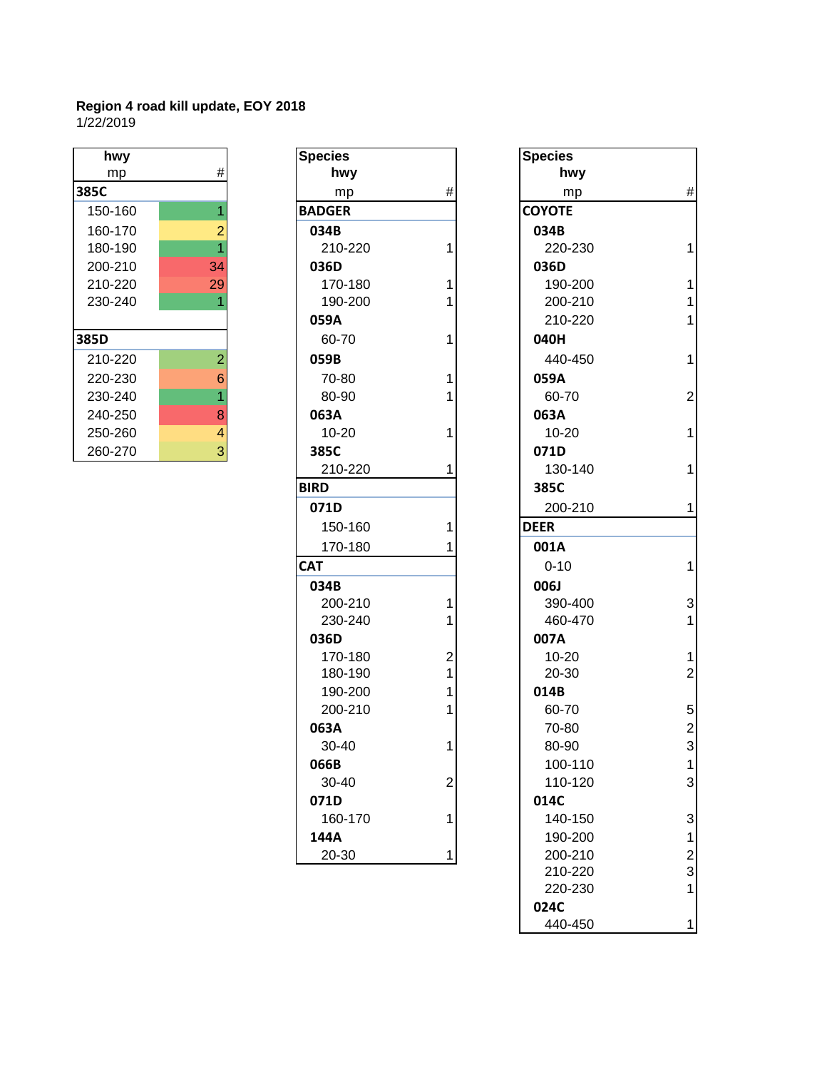**Region 4 road kill update, EOY 2018**
1/22/2019

| hwy mp | # |
|---|---|
| **385C** | |
| 150-160 | 1 |
| 160-170 | 2 |
| 180-190 | 1 |
| 200-210 | 34 |
| 210-220 | 29 |
| 230-240 | 1 |
| **385D** | |
| 210-220 | 2 |
| 220-230 | 6 |
| 230-240 | 1 |
| 240-250 | 8 |
| 250-260 | 4 |
| 260-270 | 3 |

| Species hwy mp | # |
|---|---|
| **BADGER** | |
| **034B** | |
| 210-220 | 1 |
| **036D** | |
| 170-180 | 1 |
| 190-200 | 1 |
| **059A** | |
| 60-70 | 1 |
| **059B** | |
| 70-80 | 1 |
| 80-90 | 1 |
| **063A** | |
| 10-20 | 1 |
| **385C** | |
| 210-220 | 1 |
| **BIRD** | |
| **071D** | |
| 150-160 | 1 |
| 170-180 | 1 |
| **CAT** | |
| **034B** | |
| 200-210 | 1 |
| 230-240 | 1 |
| **036D** | |
| 170-180 | 2 |
| 180-190 | 1 |
| 190-200 | 1 |
| 200-210 | 1 |
| **063A** | |
| 30-40 | 1 |
| **066B** | |
| 30-40 | 2 |
| **071D** | |
| 160-170 | 1 |
| **144A** | |
| 20-30 | 1 |

| Species hwy mp | # |
|---|---|
| **COYOTE** | |
| **034B** | |
| 220-230 | 1 |
| **036D** | |
| 190-200 | 1 |
| 200-210 | 1 |
| 210-220 | 1 |
| **040H** | |
| 440-450 | 1 |
| **059A** | |
| 60-70 | 2 |
| **063A** | |
| 10-20 | 1 |
| **071D** | |
| 130-140 | 1 |
| **385C** | |
| 200-210 | 1 |
| **DEER** | |
| **001A** | |
| 0-10 | 1 |
| **006J** | |
| 390-400 | 3 |
| 460-470 | 1 |
| **007A** | |
| 10-20 | 1 |
| 20-30 | 2 |
| **014B** | |
| 60-70 | 5 |
| 70-80 | 2 |
| 80-90 | 3 |
| 100-110 | 1 |
| 110-120 | 3 |
| **014C** | |
| 140-150 | 3 |
| 190-200 | 1 |
| 200-210 | 2 |
| 210-220 | 3 |
| 220-230 | 1 |
| **024C** | |
| 440-450 | 1 |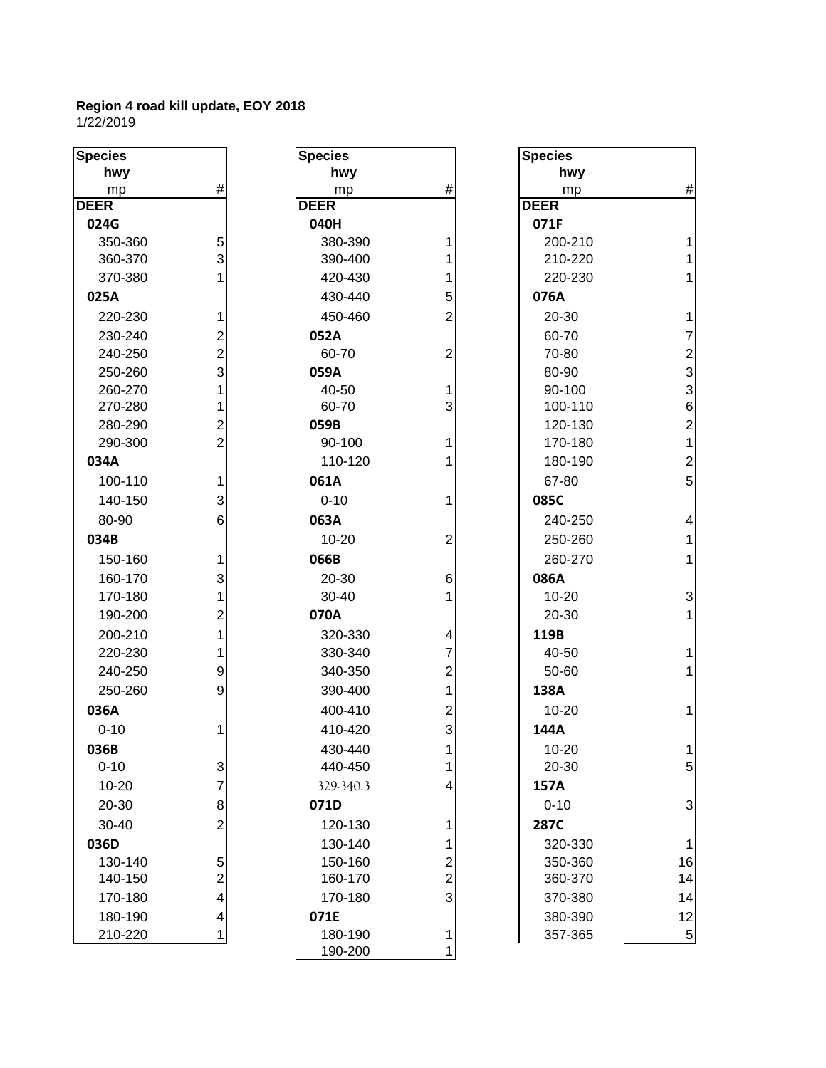**Region 4 road kill update, EOY 2018**
1/22/2019

| Species hwy mp | # |
|---|---|
| **DEER** | |
| **024G** | |
| 350-360 | 5 |
| 360-370 | 3 |
| 370-380 | 1 |
| **025A** | |
| 220-230 | 1 |
| 230-240 | 2 |
| 240-250 | 2 |
| 250-260 | 3 |
| 260-270 | 1 |
| 270-280 | 1 |
| 280-290 | 2 |
| 290-300 | 2 |
| **034A** | |
| 100-110 | 1 |
| 140-150 | 3 |
| 80-90 | 6 |
| **034B** | |
| 150-160 | 1 |
| 160-170 | 3 |
| 170-180 | 1 |
| 190-200 | 2 |
| 200-210 | 1 |
| 220-230 | 1 |
| 240-250 | 9 |
| 250-260 | 9 |
| **036A** | |
| 0-10 | 1 |
| **036B** | |
| 0-10 | 3 |
| 10-20 | 7 |
| 20-30 | 8 |
| 30-40 | 2 |
| **036D** | |
| 130-140 | 5 |
| 140-150 | 2 |
| 170-180 | 4 |
| 180-190 | 4 |
| 210-220 | 1 |

| Species hwy mp | # |
|---|---|
| **DEER** | |
| **040H** | |
| 380-390 | 1 |
| 390-400 | 1 |
| 420-430 | 1 |
| 430-440 | 5 |
| 450-460 | 2 |
| **052A** | |
| 60-70 | 2 |
| **059A** | |
| 40-50 | 1 |
| 60-70 | 3 |
| **059B** | |
| 90-100 | 1 |
| 110-120 | 1 |
| **061A** | |
| 0-10 | 1 |
| **063A** | |
| 10-20 | 2 |
| **066B** | |
| 20-30 | 6 |
| 30-40 | 1 |
| **070A** | |
| 320-330 | 4 |
| 330-340 | 7 |
| 340-350 | 2 |
| 390-400 | 1 |
| 400-410 | 2 |
| 410-420 | 3 |
| 430-440 | 1 |
| 440-450 | 1 |
| 329-340.3 | 4 |
| **071D** | |
| 120-130 | 1 |
| 130-140 | 1 |
| 150-160 | 2 |
| 160-170 | 2 |
| 170-180 | 3 |
| **071E** | |
| 180-190 | 1 |
| 190-200 | 1 |

| Species hwy mp | # |
|---|---|
| **DEER** | |
| **071F** | |
| 200-210 | 1 |
| 210-220 | 1 |
| 220-230 | 1 |
| **076A** | |
| 20-30 | 1 |
| 60-70 | 7 |
| 70-80 | 2 |
| 80-90 | 3 |
| 90-100 | 3 |
| 100-110 | 6 |
| 120-130 | 2 |
| 170-180 | 1 |
| 180-190 | 2 |
| 67-80 | 5 |
| **085C** | |
| 240-250 | 4 |
| 250-260 | 1 |
| 260-270 | 1 |
| **086A** | |
| 10-20 | 3 |
| 20-30 | 1 |
| **119B** | |
| 40-50 | 1 |
| 50-60 | 1 |
| **138A** | |
| 10-20 | 1 |
| **144A** | |
| 10-20 | 1 |
| 20-30 | 5 |
| **157A** | |
| 0-10 | 3 |
| **287C** | |
| 320-330 | 1 |
| 350-360 | 16 |
| 360-370 | 14 |
| 370-380 | 14 |
| 380-390 | 12 |
| 357-365 | 5 |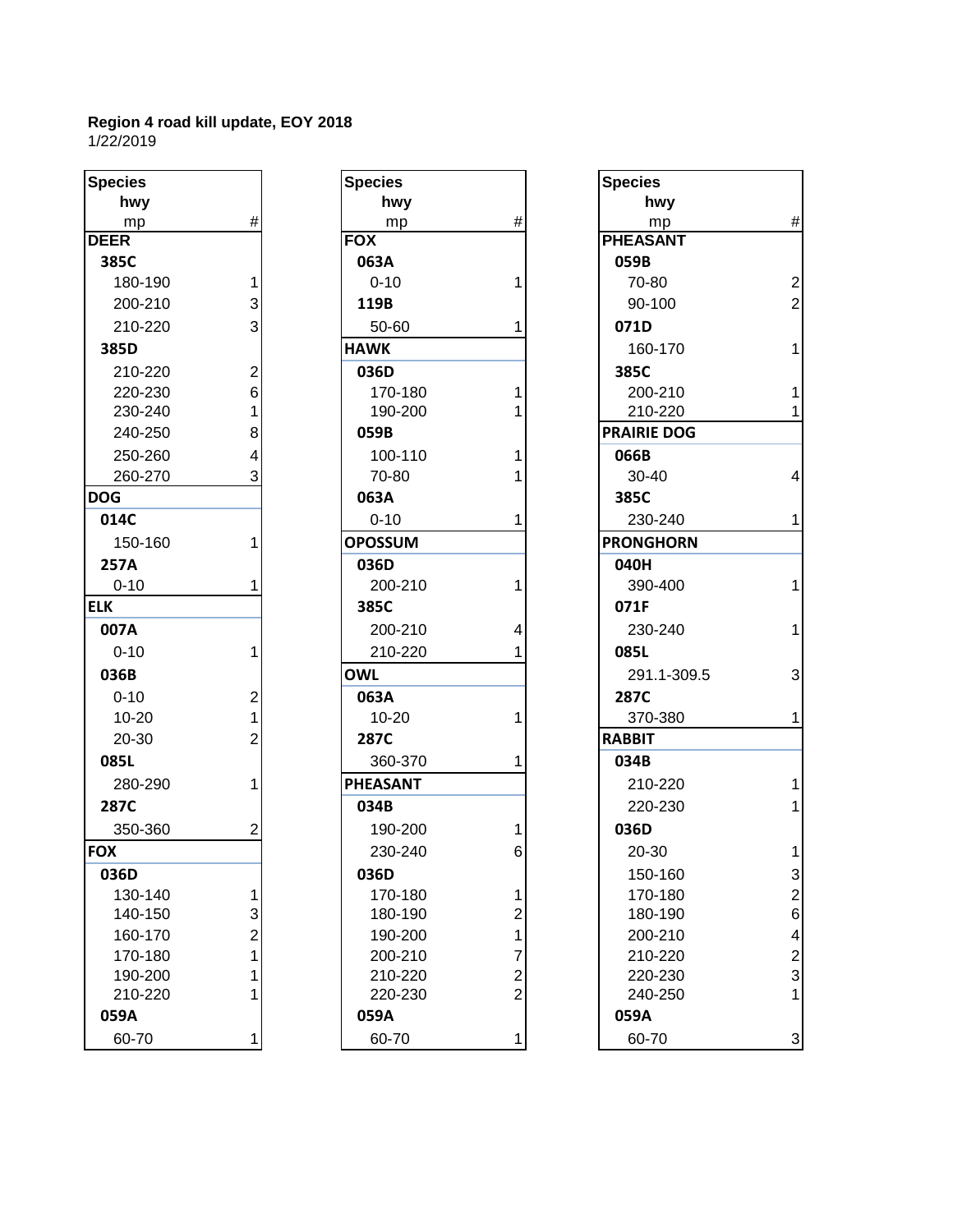**Region 4 road kill update, EOY 2018**
1/22/2019

| Species hwy mp | # |
|---|---|
| **DEER** | |
| **385C** | |
| 180-190 | 1 |
| 200-210 | 3 |
| 210-220 | 3 |
| **385D** | |
| 210-220 | 2 |
| 220-230 | 6 |
| 230-240 | 1 |
| 240-250 | 8 |
| 250-260 | 4 |
| 260-270 | 3 |
| **DOG** | |
| **014C** | |
| 150-160 | 1 |
| **257A** | |
| 0-10 | 1 |
| **ELK** | |
| **007A** | |
| 0-10 | 1 |
| **036B** | |
| 0-10 | 2 |
| 10-20 | 1 |
| 20-30 | 2 |
| **085L** | |
| 280-290 | 1 |
| **287C** | |
| 350-360 | 2 |
| **FOX** | |
| **036D** | |
| 130-140 | 1 |
| 140-150 | 3 |
| 160-170 | 2 |
| 170-180 | 1 |
| 190-200 | 1 |
| 210-220 | 1 |
| **059A** | |
| 60-70 | 1 |

| Species hwy mp | # |
|---|---|
| **FOX** | |
| **063A** | |
| 0-10 | 1 |
| **119B** | |
| 50-60 | 1 |
| **HAWK** | |
| **036D** | |
| 170-180 | 1 |
| 190-200 | 1 |
| **059B** | |
| 100-110 | 1 |
| 70-80 | 1 |
| **063A** | |
| 0-10 | 1 |
| **OPOSSUM** | |
| **036D** | |
| 200-210 | 1 |
| **385C** | |
| 200-210 | 4 |
| 210-220 | 1 |
| **OWL** | |
| **063A** | |
| 10-20 | 1 |
| **287C** | |
| 360-370 | 1 |
| **PHEASANT** | |
| **034B** | |
| 190-200 | 1 |
| 230-240 | 6 |
| **036D** | |
| 170-180 | 1 |
| 180-190 | 2 |
| 190-200 | 1 |
| 200-210 | 7 |
| 210-220 | 2 |
| 220-230 | 2 |
| **059A** | |
| 60-70 | 1 |

| Species hwy mp | # |
|---|---|
| **PHEASANT** | |
| **059B** | |
| 70-80 | 2 |
| 90-100 | 2 |
| **071D** | |
| 160-170 | 1 |
| **385C** | |
| 200-210 | 1 |
| 210-220 | 1 |
| **PRAIRIE DOG** | |
| **066B** | |
| 30-40 | 4 |
| **385C** | |
| 230-240 | 1 |
| **PRONGHORN** | |
| **040H** | |
| 390-400 | 1 |
| **071F** | |
| 230-240 | 1 |
| **085L** | |
| 291.1-309.5 | 3 |
| **287C** | |
| 370-380 | 1 |
| **RABBIT** | |
| **034B** | |
| 210-220 | 1 |
| 220-230 | 1 |
| **036D** | |
| 20-30 | 1 |
| 150-160 | 3 |
| 170-180 | 2 |
| 180-190 | 6 |
| 200-210 | 4 |
| 210-220 | 2 |
| 220-230 | 3 |
| 240-250 | 1 |
| **059A** | |
| 60-70 | 3 |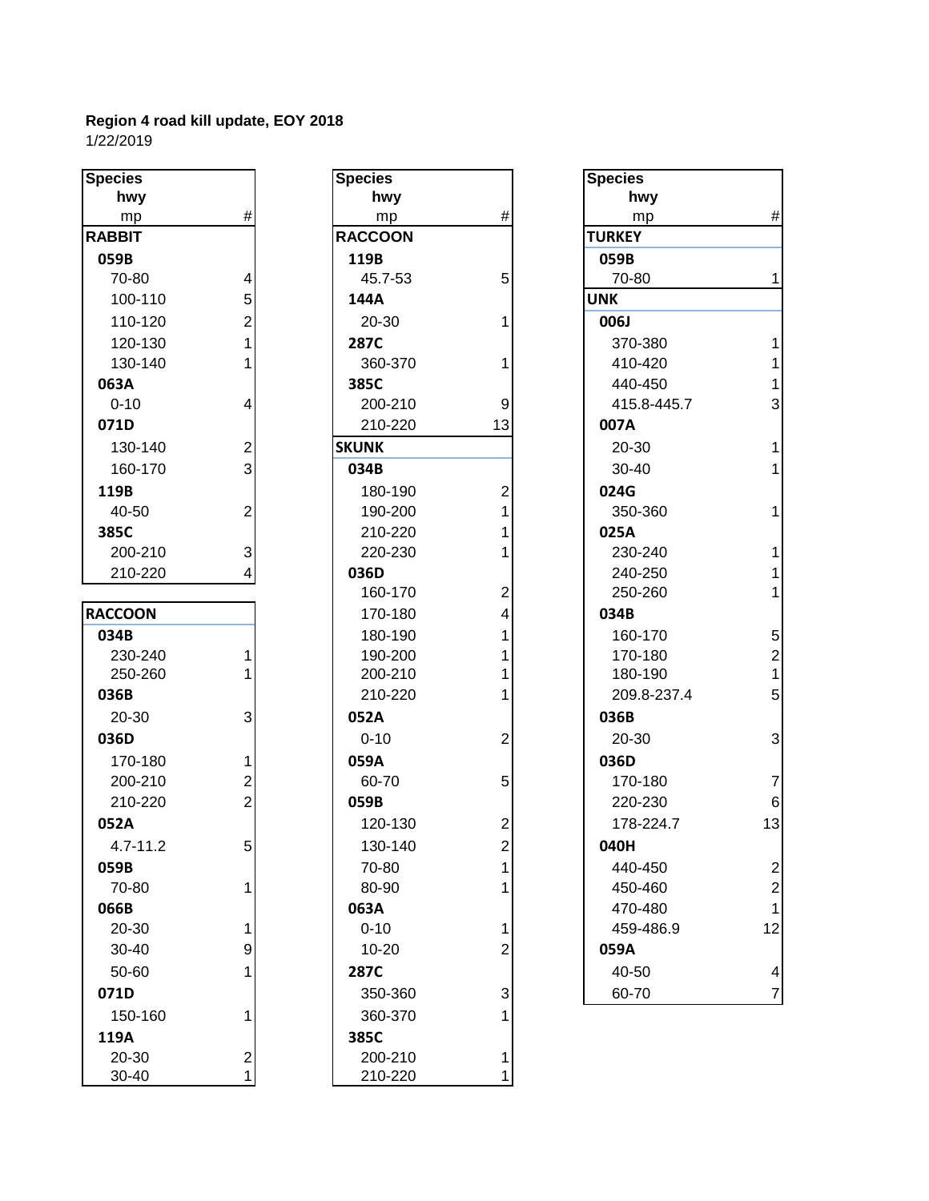**Region 4 road kill update, EOY 2018**
1/22/2019

| Species<br>hwy<br>mp | # |
|---|---|
| **RABBIT** | |
| **059B** | |
| 70-80 | 4 |
| 100-110 | 5 |
| 110-120 | 2 |
| 120-130 | 1 |
| 130-140 | 1 |
| **063A** | |
| 0-10 | 4 |
| **071D** | |
| 130-140 | 2 |
| 160-170 | 3 |
| **119B** | |
| 40-50 | 2 |
| **385C** | |
| 200-210 | 3 |
| 210-220 | 4 |

| Species<br>hwy<br>mp | # |
|---|---|
| **RACCOON** | |
| **034B** | |
| 230-240 | 1 |
| 250-260 | 1 |
| **036B** | |
| 20-30 | 3 |
| **036D** | |
| 170-180 | 1 |
| 200-210 | 2 |
| 210-220 | 2 |
| **052A** | |
| 4.7-11.2 | 5 |
| **059B** | |
| 70-80 | 1 |
| **066B** | |
| 20-30 | 1 |
| 30-40 | 9 |
| 50-60 | 1 |
| **071D** | |
| 150-160 | 1 |
| **119A** | |
| 20-30 | 2 |
| 30-40 | 1 |

| Species<br>hwy<br>mp | # |
|---|---|
| **RACCOON** | |
| **119B** | |
| 45.7-53 | 5 |
| **144A** | |
| 20-30 | 1 |
| **287C** | |
| 360-370 | 1 |
| **385C** | |
| 200-210 | 9 |
| 210-220 | 13 |
| **SKUNK** | |
| **034B** | |
| 180-190 | 2 |
| 190-200 | 1 |
| 210-220 | 1 |
| 220-230 | 1 |
| **036D** | |
| 160-170 | 2 |
| 170-180 | 4 |
| 180-190 | 1 |
| 190-200 | 1 |
| 200-210 | 1 |
| 210-220 | 1 |
| **052A** | |
| 0-10 | 2 |
| **059A** | |
| 60-70 | 5 |
| **059B** | |
| 120-130 | 2 |
| 130-140 | 2 |
| 70-80 | 1 |
| 80-90 | 1 |
| **063A** | |
| 0-10 | 1 |
| 10-20 | 2 |
| **287C** | |
| 350-360 | 3 |
| 360-370 | 1 |
| **385C** | |
| 200-210 | 1 |
| 210-220 | 1 |

| Species<br>hwy<br>mp | # |
|---|---|
| **TURKEY** | |
| **059B** | |
| 70-80 | 1 |
| **UNK** | |
| **006J** | |
| 370-380 | 1 |
| 410-420 | 1 |
| 440-450 | 1 |
| 415.8-445.7 | 3 |
| **007A** | |
| 20-30 | 1 |
| 30-40 | 1 |
| **024G** | |
| 350-360 | 1 |
| **025A** | |
| 230-240 | 1 |
| 240-250 | 1 |
| 250-260 | 1 |
| **034B** | |
| 160-170 | 5 |
| 170-180 | 2 |
| 180-190 | 1 |
| 209.8-237.4 | 5 |
| **036B** | |
| 20-30 | 3 |
| **036D** | |
| 170-180 | 7 |
| 220-230 | 6 |
| 178-224.7 | 13 |
| **040H** | |
| 440-450 | 2 |
| 450-460 | 2 |
| 470-480 | 1 |
| 459-486.9 | 12 |
| **059A** | |
| 40-50 | 4 |
| 60-70 | 7 |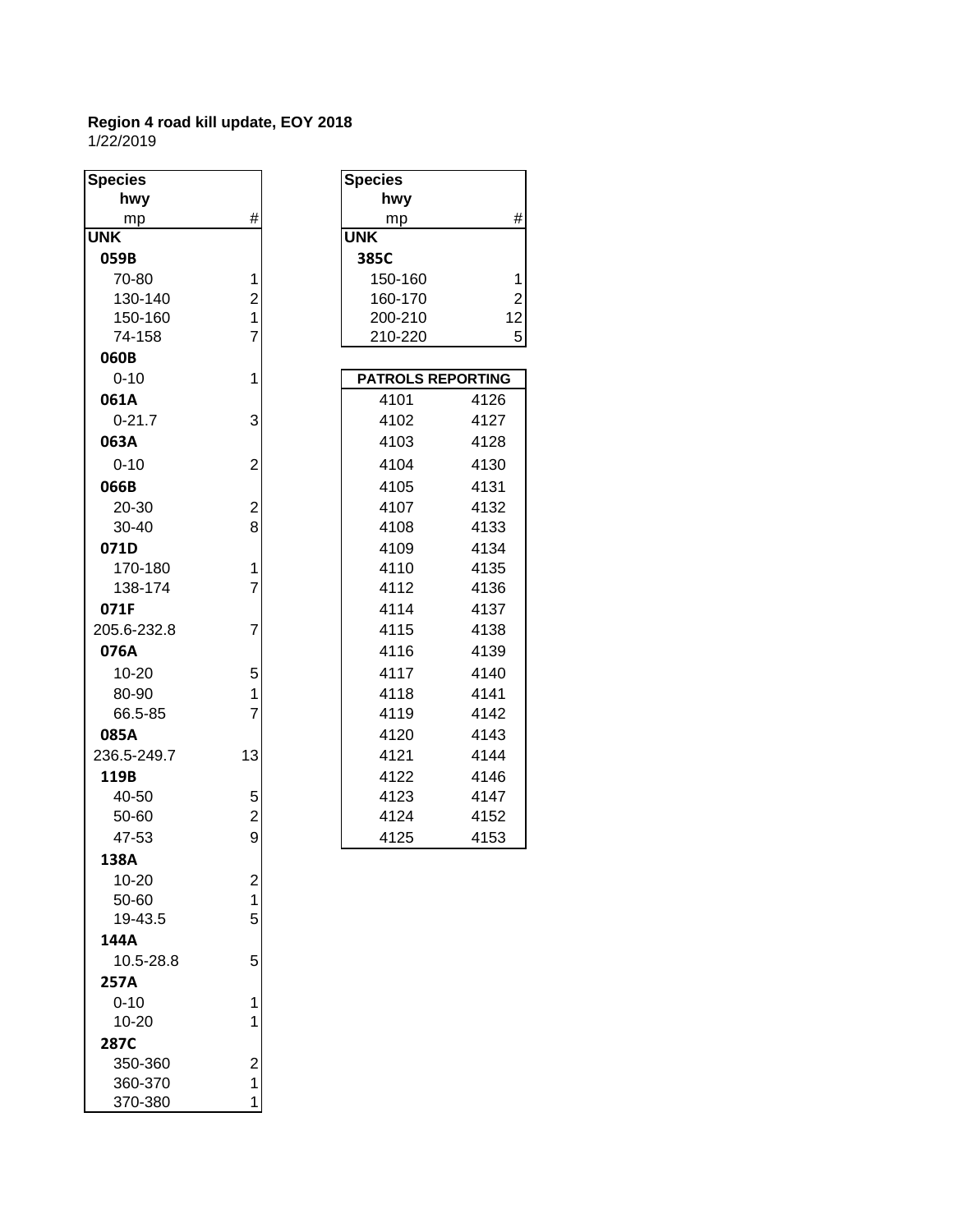**Region 4 road kill update, EOY 2018**

1/22/2019

| Species<br>hwy<br>mp | # |
|---|---|
| **UNK** | |
| **059B** | |
| 70-80 | 1 |
| 130-140 | 2 |
| 150-160 | 1 |
| 74-158 | 7 |
| **060B** | |
| 0-10 | 1 |
| **061A** | |
| 0-21.7 | 3 |
| **063A** | |
| 0-10 | 2 |
| **066B** | |
| 20-30 | 2 |
| 30-40 | 8 |
| **071D** | |
| 170-180 | 1 |
| 138-174 | 7 |
| **071F** | |
| 205.6-232.8 | 7 |
| **076A** | |
| 10-20 | 5 |
| 80-90 | 1 |
| 66.5-85 | 7 |
| **085A** | |
| 236.5-249.7 | 13 |
| **119B** | |
| 40-50 | 5 |
| 50-60 | 2 |
| 47-53 | 9 |
| **138A** | |
| 10-20 | 2 |
| 50-60 | 1 |
| 19-43.5 | 5 |
| **144A** | |
| 10.5-28.8 | 5 |
| **257A** | |
| 0-10 | 1 |
| 10-20 | 1 |
| **287C** | |
| 350-360 | 2 |
| 360-370 | 1 |
| 370-380 | 1 |

| Species<br>hwy<br>mp | # |
|---|---|
| **UNK** | |
| **385C** | |
| 150-160 | 1 |
| 160-170 | 2 |
| 200-210 | 12 |
| 210-220 | 5 |

| PATROLS REPORTING | |
|---|---|
| 4101 | 4126 |
| 4102 | 4127 |
| 4103 | 4128 |
| 4104 | 4130 |
| 4105 | 4131 |
| 4107 | 4132 |
| 4108 | 4133 |
| 4109 | 4134 |
| 4110 | 4135 |
| 4112 | 4136 |
| 4114 | 4137 |
| 4115 | 4138 |
| 4116 | 4139 |
| 4117 | 4140 |
| 4118 | 4141 |
| 4119 | 4142 |
| 4120 | 4143 |
| 4121 | 4144 |
| 4122 | 4146 |
| 4123 | 4147 |
| 4124 | 4152 |
| 4125 | 4153 |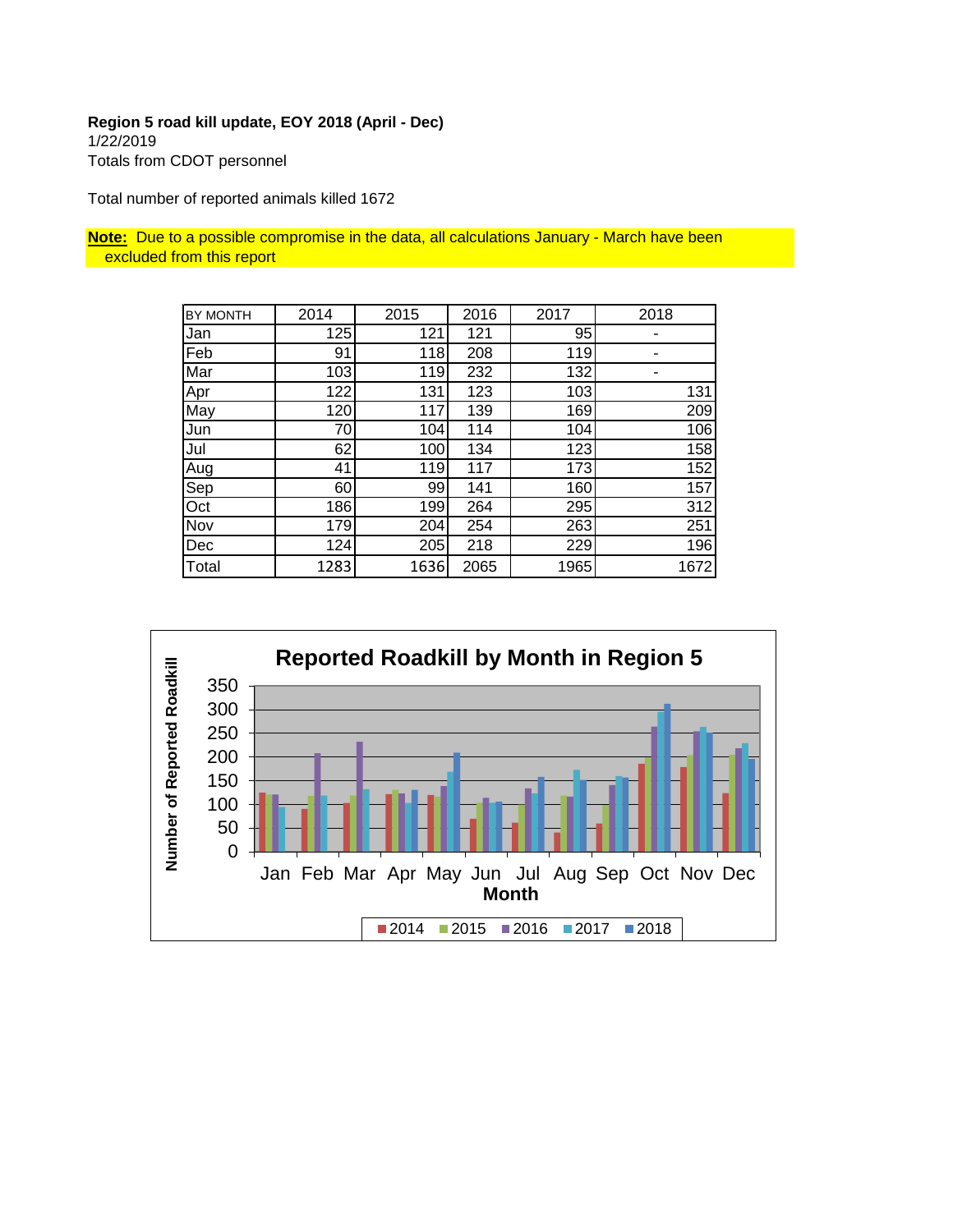**Region 5 road kill update, EOY 2018 (April - Dec)**
1/22/2019
Totals from CDOT personnel

Total number of reported animals killed 1672

**Note:** Due to a possible compromise in the data, all calculations January - March have been excluded from this report

| BY MONTH | 2014 | 2015 | 2016 | 2017 | 2018 |
|---|---|---|---|---|---|
| Jan | 125 | 121 | 121 | 95 | - |
| Feb | 91 | 118 | 208 | 119 | - |
| Mar | 103 | 119 | 232 | 132 | - |
| Apr | 122 | 131 | 123 | 103 | 131 |
| May | 120 | 117 | 139 | 169 | 209 |
| Jun | 70 | 104 | 114 | 104 | 106 |
| Jul | 62 | 100 | 134 | 123 | 158 |
| Aug | 41 | 119 | 117 | 173 | 152 |
| Sep | 60 | 99 | 141 | 160 | 157 |
| Oct | 186 | 199 | 264 | 295 | 312 |
| Nov | 179 | 204 | 254 | 263 | 251 |
| Dec | 124 | 205 | 218 | 229 | 196 |
| Total | 1283 | 1636 | 2065 | 1965 | 1672 |

**Reported Roadkill by Month in Region 5**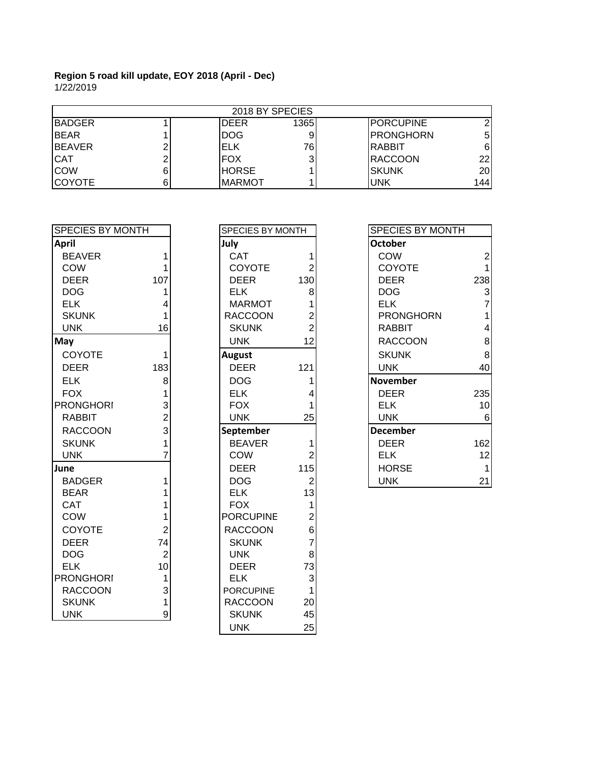**Region 5 road kill update, EOY 2018 (April - Dec)**
1/22/2019

| 2018 BY SPECIES | | | | | |
|---|---|---|---|---|---|
| BADGER | 1 | DEER | 1365 | PORCUPINE | 2 |
| BEAR | 1 | DOG | 9 | PRONGHORN | 5 |
| BEAVER | 2 | ELK | 76 | RABBIT | 6 |
| CAT | 2 | FOX | 3 | RACCOON | 22 |
| COW | 6 | HORSE | 1 | SKUNK | 20 |
| COYOTE | 6 | MARMOT | 1 | UNK | 144 |

| SPECIES BY MONTH | |
|---|---|
| **April** | |
| BEAVER | 1 |
| COW | 1 |
| DEER | 107 |
| DOG | 1 |
| ELK | 4 |
| SKUNK | 1 |
| UNK | 16 |
| **May** | |
| COYOTE | 1 |
| DEER | 183 |
| ELK | 8 |
| FOX | 1 |
| PRONGHORI | 3 |
| RABBIT | 2 |
| RACCOON | 3 |
| SKUNK | 1 |
| UNK | 7 |
| **June** | |
| BADGER | 1 |
| BEAR | 1 |
| CAT | 1 |
| COW | 1 |
| COYOTE | 2 |
| DEER | 74 |
| DOG | 2 |
| ELK | 10 |
| PRONGHORI | 1 |
| RACCOON | 3 |
| SKUNK | 1 |
| UNK | 9 |

| SPECIES BY MONTH | |
|---|---|
| **July** | |
| CAT | 1 |
| COYOTE | 2 |
| DEER | 130 |
| ELK | 8 |
| MARMOT | 1 |
| RACCOON | 2 |
| SKUNK | 2 |
| UNK | 12 |
| **August** | |
| DEER | 121 |
| DOG | 1 |
| ELK | 4 |
| FOX | 1 |
| UNK | 25 |
| **September** | |
| BEAVER | 1 |
| COW | 2 |
| DEER | 115 |
| DOG | 2 |
| ELK | 13 |
| FOX | 1 |
| PORCUPINE | 2 |
| RACCOON | 6 |
| SKUNK | 7 |
| UNK | 8 |
| DEER | 73 |
| ELK | 3 |
| PORCUPINE | 1 |
| RACCOON | 20 |
| SKUNK | 45 |
| UNK | 25 |

| SPECIES BY MONTH | |
|---|---|
| **October** | |
| COW | 2 |
| COYOTE | 1 |
| DEER | 238 |
| DOG | 3 |
| ELK | 7 |
| PRONGHORN | 1 |
| RABBIT | 4 |
| RACCOON | 8 |
| SKUNK | 8 |
| UNK | 40 |
| **November** | |
| DEER | 235 |
| ELK | 10 |
| UNK | 6 |
| **December** | |
| DEER | 162 |
| ELK | 12 |
| HORSE | 1 |
| UNK | 21 |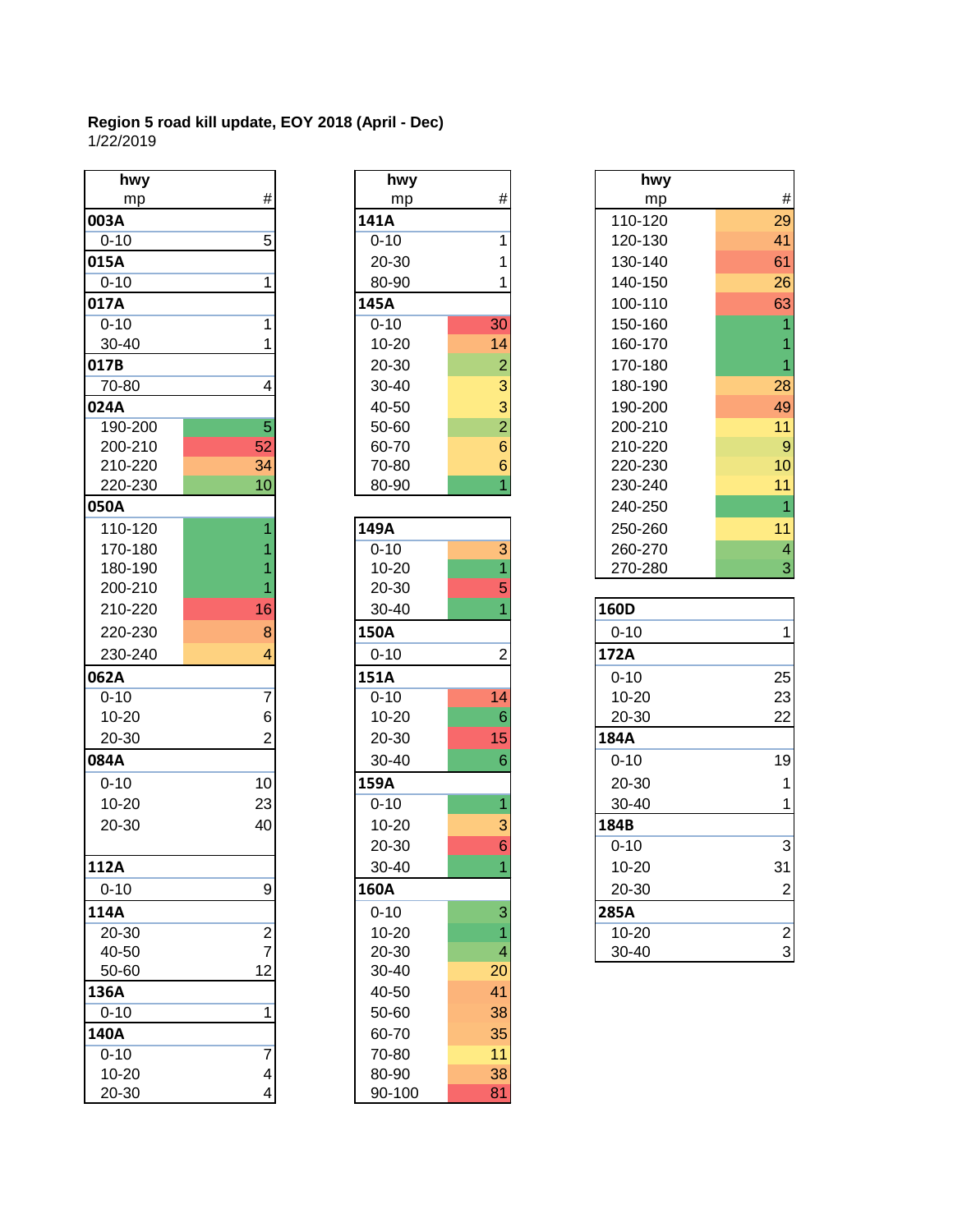**Region 5 road kill update, EOY 2018 (April - Dec)**
1/22/2019

| hwy mp | # |
|---|---|
| **003A** | |
| 0-10 | 5 |
| **015A** | |
| 0-10 | 1 |
| **017A** | |
| 0-10 | 1 |
| 30-40 | 1 |
| **017B** | |
| 70-80 | 4 |
| **024A** | |
| 190-200 | 5 |
| 200-210 | 52 |
| 210-220 | 34 |
| 220-230 | 10 |
| **050A** | |
| 110-120 | 1 |
| 170-180 | 1 |
| 180-190 | 1 |
| 200-210 | 1 |
| 210-220 | 16 |
| 220-230 | 8 |
| 230-240 | 4 |
| **062A** | |
| 0-10 | 7 |
| 10-20 | 6 |
| 20-30 | 2 |
| **084A** | |
| 0-10 | 10 |
| 10-20 | 23 |
| 20-30 | 40 |
| **112A** | |
| 0-10 | 9 |
| **114A** | |
| 20-30 | 2 |
| 40-50 | 7 |
| 50-60 | 12 |
| **136A** | |
| 0-10 | 1 |
| **140A** | |
| 0-10 | 7 |
| 10-20 | 4 |
| 20-30 | 4 |

| hwy mp | # |
|---|---|
| **141A** | |
| 0-10 | 1 |
| 20-30 | 1 |
| 80-90 | 1 |
| **145A** | |
| 0-10 | 30 |
| 10-20 | 14 |
| 20-30 | 2 |
| 30-40 | 3 |
| 40-50 | 3 |
| 50-60 | 2 |
| 60-70 | 6 |
| 70-80 | 6 |
| 80-90 | 1 |

| hwy mp | # |
|---|---|
| **149A** | |
| 0-10 | 3 |
| 10-20 | 1 |
| 20-30 | 5 |
| 30-40 | 1 |
| **150A** | |
| 0-10 | 2 |
| **151A** | |
| 0-10 | 14 |
| 10-20 | 6 |
| 20-30 | 15 |
| 30-40 | 6 |
| **159A** | |
| 0-10 | 1 |
| 10-20 | 3 |
| 20-30 | 6 |
| 30-40 | 1 |
| **160A** | |
| 0-10 | 3 |
| 10-20 | 1 |
| 20-30 | 4 |
| 30-40 | 20 |
| 40-50 | 41 |
| 50-60 | 38 |
| 60-70 | 35 |
| 70-80 | 11 |
| 80-90 | 38 |
| 90-100 | 81 |

| hwy mp | # |
|---|---|
| 110-120 | 29 |
| 120-130 | 41 |
| 130-140 | 61 |
| 140-150 | 26 |
| 100-110 | 63 |
| 150-160 | 1 |
| 160-170 | 1 |
| 170-180 | 1 |
| 180-190 | 28 |
| 190-200 | 49 |
| 200-210 | 11 |
| 210-220 | 9 |
| 220-230 | 10 |
| 230-240 | 11 |
| 240-250 | 1 |
| 250-260 | 11 |
| 260-270 | 4 |
| 270-280 | 3 |

| hwy mp | # |
|---|---|
| **160D** | |
| 0-10 | 1 |
| **172A** | |
| 0-10 | 25 |
| 10-20 | 23 |
| 20-30 | 22 |
| **184A** | |
| 0-10 | 19 |
| 20-30 | 1 |
| 30-40 | 1 |
| **184B** | |
| 0-10 | 3 |
| 10-20 | 31 |
| 20-30 | 2 |
| **285A** | |
| 10-20 | 2 |
| 30-40 | 3 |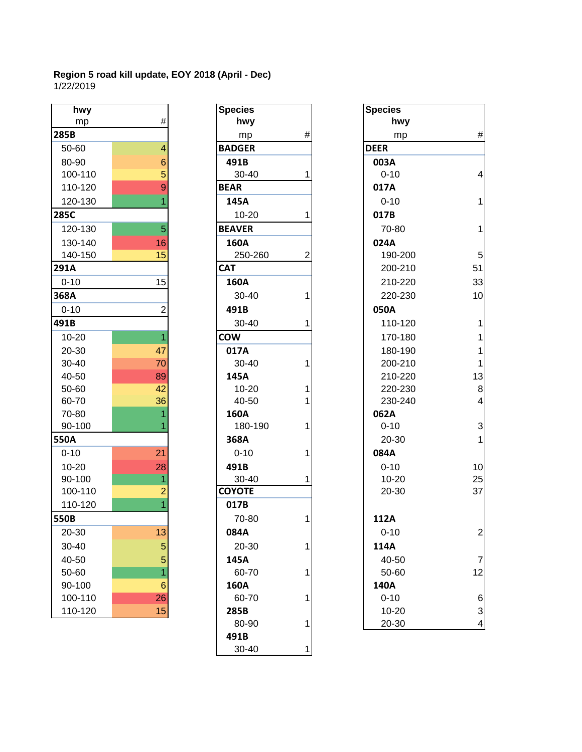**Region 5 road kill update, EOY 2018 (April - Dec)**
1/22/2019

| hwy mp | # |
|---|---|
| **285B** | |
| 50-60 | 4 |
| 80-90 | 6 |
| 100-110 | 5 |
| 110-120 | 9 |
| 120-130 | 1 |
| **285C** | |
| 120-130 | 5 |
| 130-140 | 16 |
| 140-150 | 15 |
| **291A** | |
| 0-10 | 15 |
| **368A** | |
| 0-10 | 2 |
| **491B** | |
| 10-20 | 1 |
| 20-30 | 47 |
| 30-40 | 70 |
| 40-50 | 89 |
| 50-60 | 42 |
| 60-70 | 36 |
| 70-80 | 1 |
| 90-100 | 1 |
| **550A** | |
| 0-10 | 21 |
| 10-20 | 28 |
| 90-100 | 1 |
| 100-110 | 2 |
| 110-120 | 1 |
| **550B** | |
| 20-30 | 13 |
| 30-40 | 5 |
| 40-50 | 5 |
| 50-60 | 1 |
| 90-100 | 6 |
| 100-110 | 26 |
| 110-120 | 15 |

| Species hwy mp | # |
|---|---|
| **BADGER** | |
| **491B** | |
| 30-40 | 1 |
| **BEAR** | |
| **145A** | |
| 10-20 | 1 |
| **BEAVER** | |
| **160A** | |
| 250-260 | 2 |
| **CAT** | |
| **160A** | |
| 30-40 | 1 |
| **491B** | |
| 30-40 | 1 |
| **COW** | |
| **017A** | |
| 30-40 | 1 |
| **145A** | |
| 10-20 | 1 |
| 40-50 | 1 |
| **160A** | |
| 180-190 | 1 |
| **368A** | |
| 0-10 | 1 |
| **491B** | |
| 30-40 | 1 |
| **COYOTE** | |
| **017B** | |
| 70-80 | 1 |
| **084A** | |
| 20-30 | 1 |
| **145A** | |
| 60-70 | 1 |
| **160A** | |
| 60-70 | 1 |
| **285B** | |
| 80-90 | 1 |
| **491B** | |
| 30-40 | 1 |

| Species hwy mp | # |
|---|---|
| **DEER** | |
| **003A** | |
| 0-10 | 4 |
| **017A** | |
| 0-10 | 1 |
| **017B** | |
| 70-80 | 1 |
| **024A** | |
| 190-200 | 5 |
| 200-210 | 51 |
| 210-220 | 33 |
| 220-230 | 10 |
| **050A** | |
| 110-120 | 1 |
| 170-180 | 1 |
| 180-190 | 1 |
| 200-210 | 1 |
| 210-220 | 13 |
| 220-230 | 8 |
| 230-240 | 4 |
| **062A** | |
| 0-10 | 3 |
| 20-30 | 1 |
| **084A** | |
| 0-10 | 10 |
| 10-20 | 25 |
| 20-30 | 37 |
| **112A** | |
| 0-10 | 2 |
| **114A** | |
| 40-50 | 7 |
| 50-60 | 12 |
| **140A** | |
| 0-10 | 6 |
| 10-20 | 3 |
| 20-30 | 4 |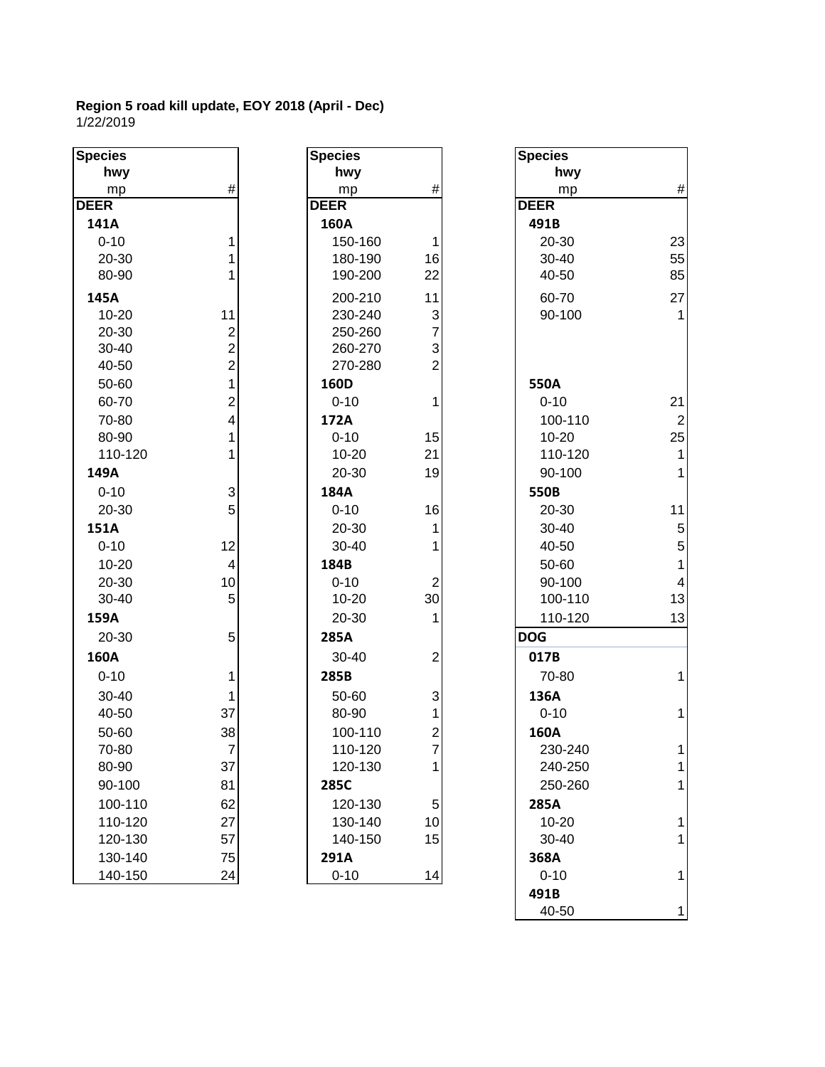**Region 5 road kill update, EOY 2018 (April - Dec)**
1/22/2019

| Species / hwy / mp | # |
|---|---|
| **DEER** | |
| **141A** | |
| 0-10 | 1 |
| 20-30 | 1 |
| 80-90 | 1 |
| **145A** | |
| 10-20 | 11 |
| 20-30 | 2 |
| 30-40 | 2 |
| 40-50 | 2 |
| 50-60 | 1 |
| 60-70 | 2 |
| 70-80 | 4 |
| 80-90 | 1 |
| 110-120 | 1 |
| **149A** | |
| 0-10 | 3 |
| 20-30 | 5 |
| **151A** | |
| 0-10 | 12 |
| 10-20 | 4 |
| 20-30 | 10 |
| 30-40 | 5 |
| **159A** | |
| 20-30 | 5 |
| **160A** | |
| 0-10 | 1 |
| 30-40 | 1 |
| 40-50 | 37 |
| 50-60 | 38 |
| 70-80 | 7 |
| 80-90 | 37 |
| 90-100 | 81 |
| 100-110 | 62 |
| 110-120 | 27 |
| 120-130 | 57 |
| 130-140 | 75 |
| 140-150 | 24 |

| Species / hwy / mp | # |
|---|---|
| **DEER** | |
| **160A** | |
| 150-160 | 1 |
| 180-190 | 16 |
| 190-200 | 22 |
| 200-210 | 11 |
| 230-240 | 3 |
| 250-260 | 7 |
| 260-270 | 3 |
| 270-280 | 2 |
| **160D** | |
| 0-10 | 1 |
| **172A** | |
| 0-10 | 15 |
| 10-20 | 21 |
| 20-30 | 19 |
| **184A** | |
| 0-10 | 16 |
| 20-30 | 1 |
| 30-40 | 1 |
| **184B** | |
| 0-10 | 2 |
| 10-20 | 30 |
| 20-30 | 1 |
| **285A** | |
| 30-40 | 2 |
| **285B** | |
| 50-60 | 3 |
| 80-90 | 1 |
| 100-110 | 2 |
| 110-120 | 7 |
| 120-130 | 1 |
| **285C** | |
| 120-130 | 5 |
| 130-140 | 10 |
| 140-150 | 15 |
| **291A** | |
| 0-10 | 14 |

| Species / hwy / mp | # |
|---|---|
| **DEER** | |
| **491B** | |
| 20-30 | 23 |
| 30-40 | 55 |
| 40-50 | 85 |
| 60-70 | 27 |
| 90-100 | 1 |
| **550A** | |
| 0-10 | 21 |
| 100-110 | 2 |
| 10-20 | 25 |
| 110-120 | 1 |
| 90-100 | 1 |
| **550B** | |
| 20-30 | 11 |
| 30-40 | 5 |
| 40-50 | 5 |
| 50-60 | 1 |
| 90-100 | 4 |
| 100-110 | 13 |
| 110-120 | 13 |
| **DOG** | |
| **017B** | |
| 70-80 | 1 |
| **136A** | |
| 0-10 | 1 |
| **160A** | |
| 230-240 | 1 |
| 240-250 | 1 |
| 250-260 | 1 |
| **285A** | |
| 10-20 | 1 |
| 30-40 | 1 |
| **368A** | |
| 0-10 | 1 |
| **491B** | |
| 40-50 | 1 |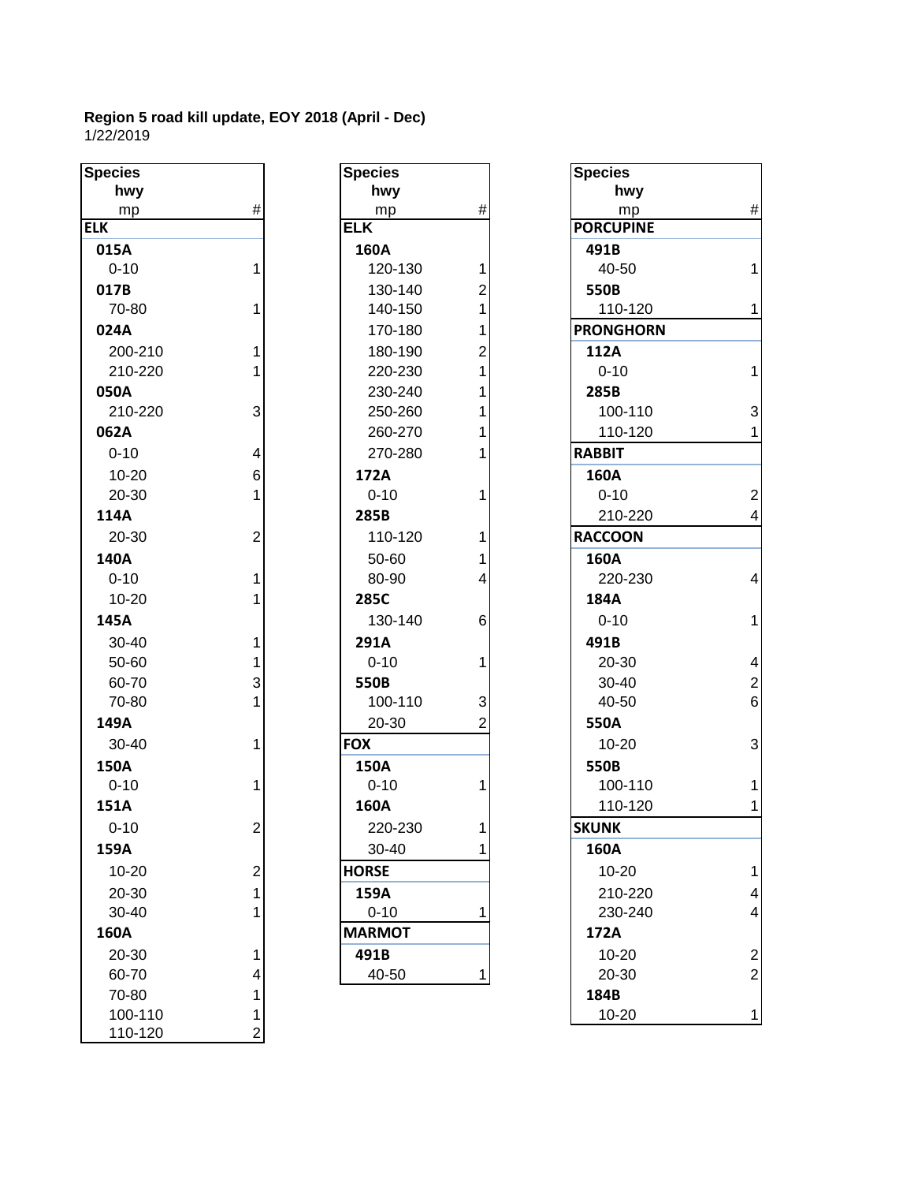**Region 5 road kill update, EOY 2018 (April - Dec)**
1/22/2019

| Species / hwy / mp | # |
|---|---|
| **ELK** | |
| **015A** | |
| 0-10 | 1 |
| **017B** | |
| 70-80 | 1 |
| **024A** | |
| 200-210 | 1 |
| 210-220 | 1 |
| **050A** | |
| 210-220 | 3 |
| **062A** | |
| 0-10 | 4 |
| 10-20 | 6 |
| 20-30 | 1 |
| **114A** | |
| 20-30 | 2 |
| **140A** | |
| 0-10 | 1 |
| 10-20 | 1 |
| **145A** | |
| 30-40 | 1 |
| 50-60 | 1 |
| 60-70 | 3 |
| 70-80 | 1 |
| **149A** | |
| 30-40 | 1 |
| **150A** | |
| 0-10 | 1 |
| **151A** | |
| 0-10 | 2 |
| **159A** | |
| 10-20 | 2 |
| 20-30 | 1 |
| 30-40 | 1 |
| **160A** | |
| 20-30 | 1 |
| 60-70 | 4 |
| 70-80 | 1 |
| 100-110 | 1 |
| 110-120 | 2 |

| Species / hwy / mp | # |
|---|---|
| **ELK** | |
| **160A** | |
| 120-130 | 1 |
| 130-140 | 2 |
| 140-150 | 1 |
| 170-180 | 1 |
| 180-190 | 2 |
| 220-230 | 1 |
| 230-240 | 1 |
| 250-260 | 1 |
| 260-270 | 1 |
| 270-280 | 1 |
| **172A** | |
| 0-10 | 1 |
| **285B** | |
| 110-120 | 1 |
| 50-60 | 1 |
| 80-90 | 4 |
| **285C** | |
| 130-140 | 6 |
| **291A** | |
| 0-10 | 1 |
| **550B** | |
| 100-110 | 3 |
| 20-30 | 2 |
| **FOX** | |
| **150A** | |
| 0-10 | 1 |
| **160A** | |
| 220-230 | 1 |
| 30-40 | 1 |
| **HORSE** | |
| **159A** | |
| 0-10 | 1 |
| **MARMOT** | |
| **491B** | |
| 40-50 | 1 |

| Species / hwy / mp | # |
|---|---|
| **PORCUPINE** | |
| **491B** | |
| 40-50 | 1 |
| **550B** | |
| 110-120 | 1 |
| **PRONGHORN** | |
| **112A** | |
| 0-10 | 1 |
| **285B** | |
| 100-110 | 3 |
| 110-120 | 1 |
| **RABBIT** | |
| **160A** | |
| 0-10 | 2 |
| 210-220 | 4 |
| **RACCOON** | |
| **160A** | |
| 220-230 | 4 |
| **184A** | |
| 0-10 | 1 |
| **491B** | |
| 20-30 | 4 |
| 30-40 | 2 |
| 40-50 | 6 |
| **550A** | |
| 10-20 | 3 |
| **550B** | |
| 100-110 | 1 |
| 110-120 | 1 |
| **SKUNK** | |
| **160A** | |
| 10-20 | 1 |
| 210-220 | 4 |
| 230-240 | 4 |
| **172A** | |
| 10-20 | 2 |
| 20-30 | 2 |
| **184B** | |
| 10-20 | 1 |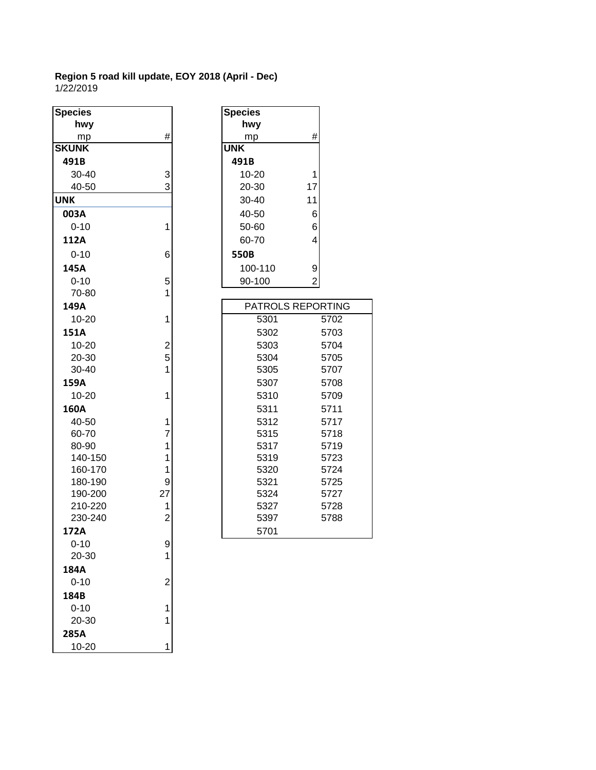**Region 5 road kill update, EOY 2018 (April - Dec)**
1/22/2019

| Species / hwy / mp | # |
|---|---|
| **SKUNK** | |
| **491B** | |
| 30-40 | 3 |
| 40-50 | 3 |
| **UNK** | |
| **003A** | |
| 0-10 | 1 |
| **112A** | |
| 0-10 | 6 |
| **145A** | |
| 0-10 | 5 |
| 70-80 | 1 |
| **149A** | |
| 10-20 | 1 |
| **151A** | |
| 10-20 | 2 |
| 20-30 | 5 |
| 30-40 | 1 |
| **159A** | |
| 10-20 | 1 |
| **160A** | |
| 40-50 | 1 |
| 60-70 | 7 |
| 80-90 | 1 |
| 140-150 | 1 |
| 160-170 | 1 |
| 180-190 | 9 |
| 190-200 | 27 |
| 210-220 | 1 |
| 230-240 | 2 |
| **172A** | |
| 0-10 | 9 |
| 20-30 | 1 |
| **184A** | |
| 0-10 | 2 |
| **184B** | |
| 0-10 | 1 |
| 20-30 | 1 |
| **285A** | |
| 10-20 | 1 |

| Species / hwy / mp | # |
|---|---|
| **UNK** | |
| **491B** | |
| 10-20 | 1 |
| 20-30 | 17 |
| 30-40 | 11 |
| 40-50 | 6 |
| 50-60 | 6 |
| 60-70 | 4 |
| **550B** | |
| 100-110 | 9 |
| 90-100 | 2 |

| PATROLS REPORTING | |
|---|---|
| 5301 | 5702 |
| 5302 | 5703 |
| 5303 | 5704 |
| 5304 | 5705 |
| 5305 | 5707 |
| 5307 | 5708 |
| 5310 | 5709 |
| 5311 | 5711 |
| 5312 | 5717 |
| 5315 | 5718 |
| 5317 | 5719 |
| 5319 | 5723 |
| 5320 | 5724 |
| 5321 | 5725 |
| 5324 | 5727 |
| 5327 | 5728 |
| 5397 | 5788 |
| 5701 | |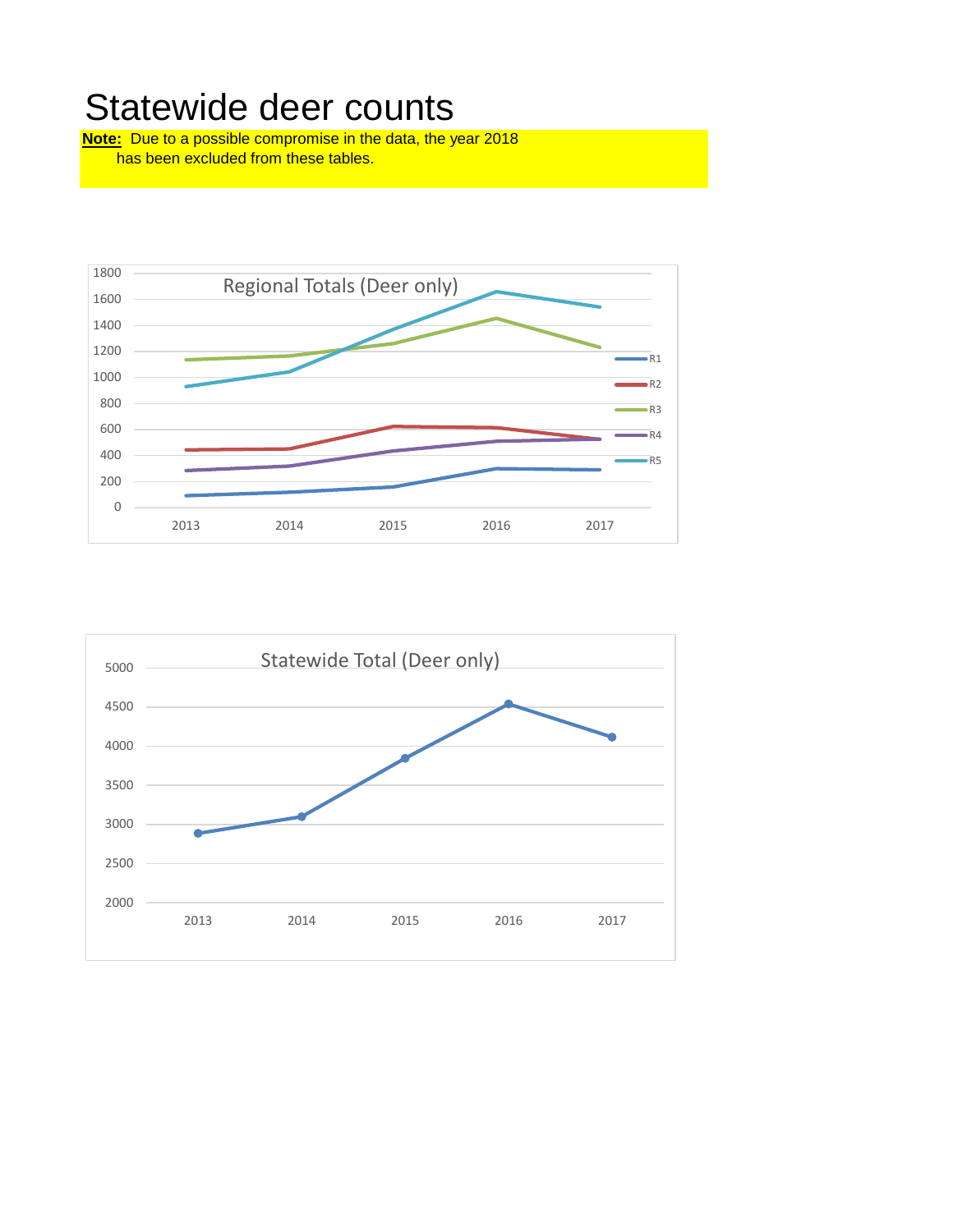# Statewide deer counts

**Note:** Due to a possible compromise in the data, the year 2018 has been excluded from these tables.

Regional Totals (Deer only)

1800
1600
1400
1200
1000
800
600
400
200
0

2013
2014
2015
2016
2017

R1
R2
R3
R4
R5

Statewide Total (Deer only)

5000
4500
4000
3500
3000
2500
2000

2013
2014
2015
2016
2017